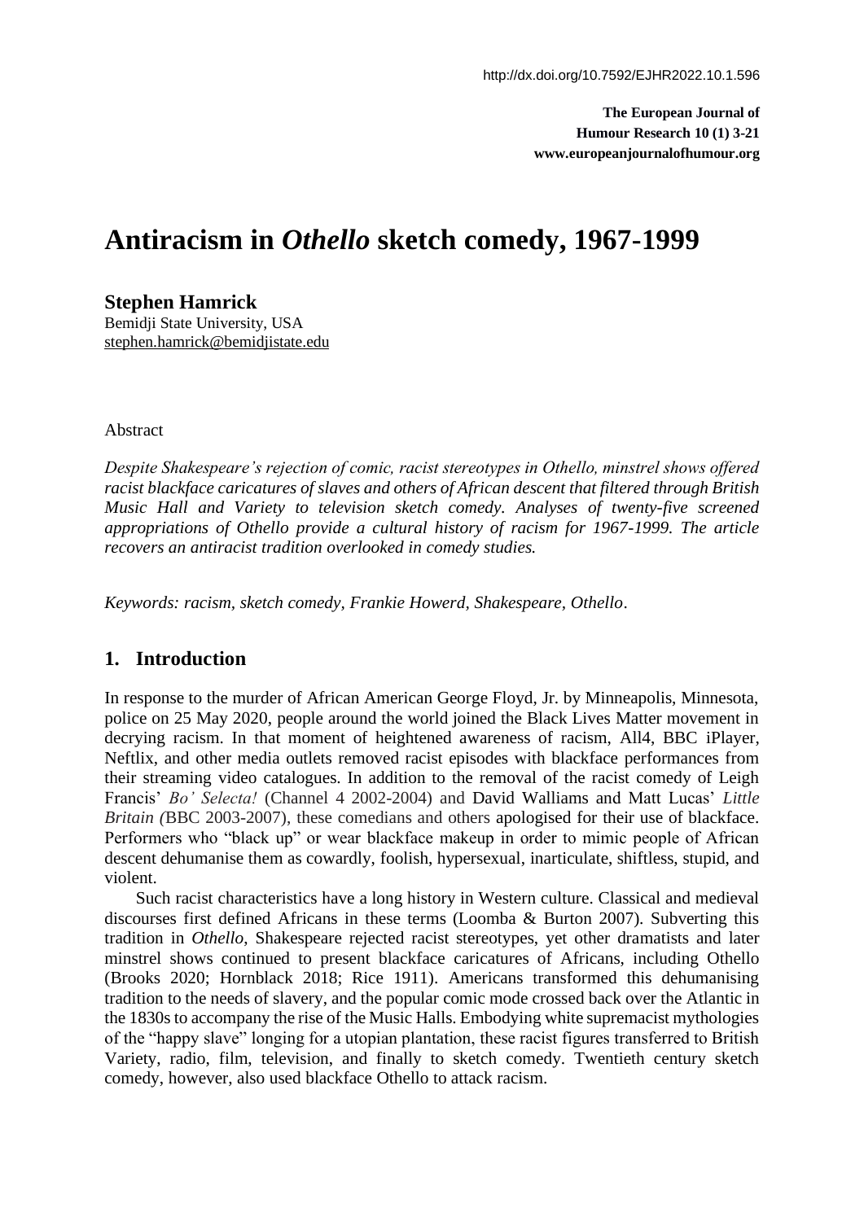# Antiracism in *Othello* sketch comedy, 1967-1999

**Stephen Hamrick**
Bemidji State University, USA
stephen.hamrick@bemidjistate.edu

Abstract

*Despite Shakespeare's rejection of comic, racist stereotypes in Othello, minstrel shows offered racist blackface caricatures of slaves and others of African descent that filtered through British Music Hall and Variety to television sketch comedy. Analyses of twenty-five screened appropriations of Othello provide a cultural history of racism for 1967-1999. The article recovers an antiracist tradition overlooked in comedy studies.*

*Keywords: racism, sketch comedy, Frankie Howerd, Shakespeare, Othello.*

## 1. Introduction

In response to the murder of African American George Floyd, Jr. by Minneapolis, Minnesota, police on 25 May 2020, people around the world joined the Black Lives Matter movement in decrying racism. In that moment of heightened awareness of racism, All4, BBC iPlayer, Neftlix, and other media outlets removed racist episodes with blackface performances from their streaming video catalogues. In addition to the removal of the racist comedy of Leigh Francis' *Bo' Selecta!* (Channel 4 2002-2004) and David Walliams and Matt Lucas' *Little Britain (*BBC 2003-2007), these comedians and others apologised for their use of blackface. Performers who "black up" or wear blackface makeup in order to mimic people of African descent dehumanise them as cowardly, foolish, hypersexual, inarticulate, shiftless, stupid, and violent.

Such racist characteristics have a long history in Western culture. Classical and medieval discourses first defined Africans in these terms (Loomba & Burton 2007). Subverting this tradition in *Othello*, Shakespeare rejected racist stereotypes, yet other dramatists and later minstrel shows continued to present blackface caricatures of Africans, including Othello (Brooks 2020; Hornblack 2018; Rice 1911). Americans transformed this dehumanising tradition to the needs of slavery, and the popular comic mode crossed back over the Atlantic in the 1830s to accompany the rise of the Music Halls. Embodying white supremacist mythologies of the "happy slave" longing for a utopian plantation, these racist figures transferred to British Variety, radio, film, television, and finally to sketch comedy. Twentieth century sketch comedy, however, also used blackface Othello to attack racism.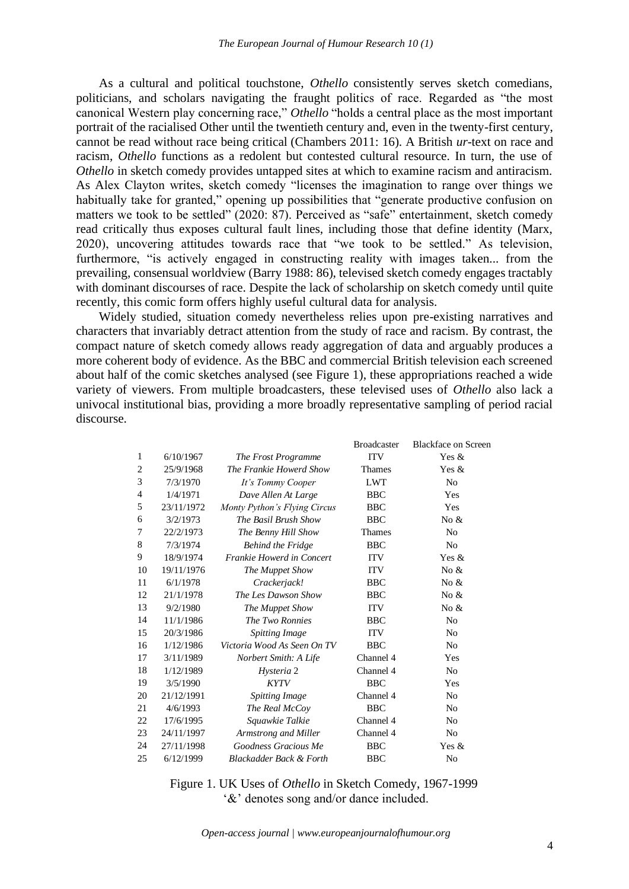As a cultural and political touchstone, *Othello* consistently serves sketch comedians, politicians, and scholars navigating the fraught politics of race. Regarded as "the most canonical Western play concerning race," *Othello* "holds a central place as the most important portrait of the racialised Other until the twentieth century and, even in the twenty-first century, cannot be read without race being critical (Chambers 2011: 16). A British *ur*-text on race and racism, *Othello* functions as a redolent but contested cultural resource. In turn, the use of *Othello* in sketch comedy provides untapped sites at which to examine racism and antiracism. As Alex Clayton writes, sketch comedy "licenses the imagination to range over things we habitually take for granted," opening up possibilities that "generate productive confusion on matters we took to be settled" (2020: 87). Perceived as "safe" entertainment, sketch comedy read critically thus exposes cultural fault lines, including those that define identity (Marx, 2020), uncovering attitudes towards race that "we took to be settled." As television, furthermore, "is actively engaged in constructing reality with images taken... from the prevailing, consensual worldview (Barry 1988: 86), televised sketch comedy engages tractably with dominant discourses of race. Despite the lack of scholarship on sketch comedy until quite recently, this comic form offers highly useful cultural data for analysis.

Widely studied, situation comedy nevertheless relies upon pre-existing narratives and characters that invariably detract attention from the study of race and racism. By contrast, the compact nature of sketch comedy allows ready aggregation of data and arguably produces a more coherent body of evidence. As the BBC and commercial British television each screened about half of the comic sketches analysed (see Figure 1), these appropriations reached a wide variety of viewers. From multiple broadcasters, these televised uses of *Othello* also lack a univocal institutional bias, providing a more broadly representative sampling of period racial discourse.

| | | | Broadcaster | Blackface on Screen |
|---|---|---|---|---|
| 1 | 6/10/1967 | *The Frost Programme* | ITV | Yes & |
| 2 | 25/9/1968 | *The Frankie Howerd Show* | Thames | Yes & |
| 3 | 7/3/1970 | *It's Tommy Cooper* | LWT | No |
| 4 | 1/4/1971 | *Dave Allen At Large* | BBC | Yes |
| 5 | 23/11/1972 | *Monty Python's Flying Circus* | BBC | Yes |
| 6 | 3/2/1973 | *The Basil Brush Show* | BBC | No & |
| 7 | 22/2/1973 | *The Benny Hill Show* | Thames | No |
| 8 | 7/3/1974 | *Behind the Fridge* | BBC | No |
| 9 | 18/9/1974 | *Frankie Howerd in Concert* | ITV | Yes & |
| 10 | 19/11/1976 | *The Muppet Show* | ITV | No & |
| 11 | 6/1/1978 | *Crackerjack!* | BBC | No & |
| 12 | 21/1/1978 | *The Les Dawson Show* | BBC | No & |
| 13 | 9/2/1980 | *The Muppet Show* | ITV | No & |
| 14 | 11/1/1986 | *The Two Ronnies* | BBC | No |
| 15 | 20/3/1986 | *Spitting Image* | ITV | No |
| 16 | 1/12/1986 | *Victoria Wood As Seen On TV* | BBC | No |
| 17 | 3/11/1989 | *Norbert Smith: A Life* | Channel 4 | Yes |
| 18 | 1/12/1989 | *Hysteria* 2 | Channel 4 | No |
| 19 | 3/5/1990 | *KYTV* | BBC | Yes |
| 20 | 21/12/1991 | *Spitting Image* | Channel 4 | No |
| 21 | 4/6/1993 | *The Real McCoy* | BBC | No |
| 22 | 17/6/1995 | *Squawkie Talkie* | Channel 4 | No |
| 23 | 24/11/1997 | *Armstrong and Miller* | Channel 4 | No |
| 24 | 27/11/1998 | *Goodness Gracious Me* | BBC | Yes & |
| 25 | 6/12/1999 | *Blackadder Back & Forth* | BBC | No |

Figure 1. UK Uses of *Othello* in Sketch Comedy, 1967-1999
'&' denotes song and/or dance included.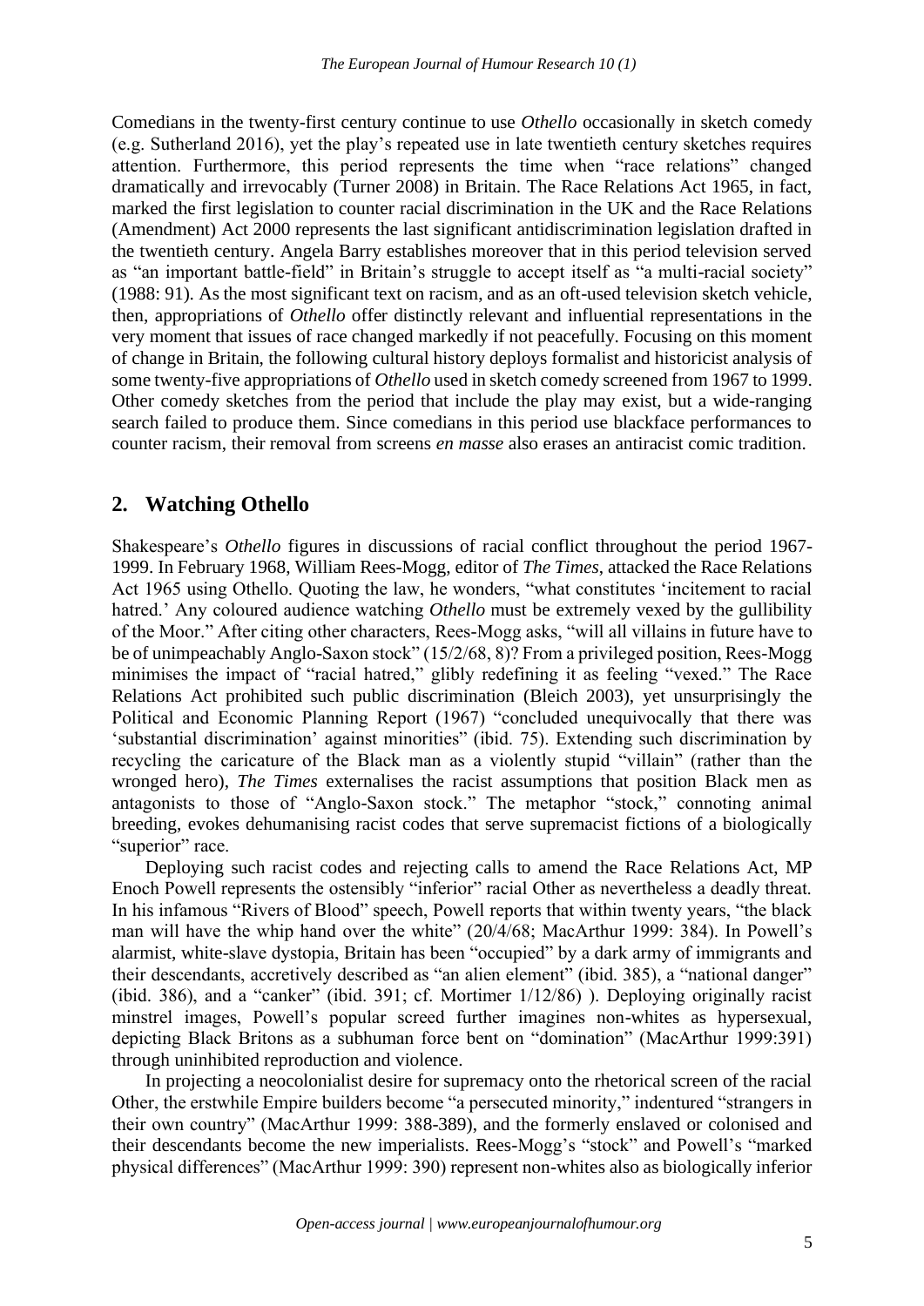Comedians in the twenty-first century continue to use *Othello* occasionally in sketch comedy (e.g. Sutherland 2016), yet the play's repeated use in late twentieth century sketches requires attention. Furthermore, this period represents the time when "race relations" changed dramatically and irrevocably (Turner 2008) in Britain. The Race Relations Act 1965, in fact, marked the first legislation to counter racial discrimination in the UK and the Race Relations (Amendment) Act 2000 represents the last significant antidiscrimination legislation drafted in the twentieth century. Angela Barry establishes moreover that in this period television served as "an important battle-field" in Britain's struggle to accept itself as "a multi-racial society" (1988: 91). As the most significant text on racism, and as an oft-used television sketch vehicle, then, appropriations of *Othello* offer distinctly relevant and influential representations in the very moment that issues of race changed markedly if not peacefully. Focusing on this moment of change in Britain, the following cultural history deploys formalist and historicist analysis of some twenty-five appropriations of *Othello* used in sketch comedy screened from 1967 to 1999. Other comedy sketches from the period that include the play may exist, but a wide-ranging search failed to produce them. Since comedians in this period use blackface performances to counter racism, their removal from screens *en masse* also erases an antiracist comic tradition.

## 2. Watching Othello

Shakespeare's *Othello* figures in discussions of racial conflict throughout the period 1967-1999. In February 1968, William Rees-Mogg, editor of *The Times*, attacked the Race Relations Act 1965 using Othello. Quoting the law, he wonders, "what constitutes 'incitement to racial hatred.' Any coloured audience watching *Othello* must be extremely vexed by the gullibility of the Moor." After citing other characters, Rees-Mogg asks, "will all villains in future have to be of unimpeachably Anglo-Saxon stock" (15/2/68, 8)? From a privileged position, Rees-Mogg minimises the impact of "racial hatred," glibly redefining it as feeling "vexed." The Race Relations Act prohibited such public discrimination (Bleich 2003), yet unsurprisingly the Political and Economic Planning Report (1967) "concluded unequivocally that there was 'substantial discrimination' against minorities" (ibid. 75). Extending such discrimination by recycling the caricature of the Black man as a violently stupid "villain" (rather than the wronged hero), *The Times* externalises the racist assumptions that position Black men as antagonists to those of "Anglo-Saxon stock." The metaphor "stock," connoting animal breeding, evokes dehumanising racist codes that serve supremacist fictions of a biologically "superior" race.

Deploying such racist codes and rejecting calls to amend the Race Relations Act, MP Enoch Powell represents the ostensibly "inferior" racial Other as nevertheless a deadly threat. In his infamous "Rivers of Blood" speech, Powell reports that within twenty years, "the black man will have the whip hand over the white" (20/4/68; MacArthur 1999: 384). In Powell's alarmist, white-slave dystopia, Britain has been "occupied" by a dark army of immigrants and their descendants, accretively described as "an alien element" (ibid. 385), a "national danger" (ibid. 386), and a "canker" (ibid. 391; cf. Mortimer 1/12/86) ). Deploying originally racist minstrel images, Powell's popular screed further imagines non-whites as hypersexual, depicting Black Britons as a subhuman force bent on "domination" (MacArthur 1999:391) through uninhibited reproduction and violence.

In projecting a neocolonialist desire for supremacy onto the rhetorical screen of the racial Other, the erstwhile Empire builders become "a persecuted minority," indentured "strangers in their own country" (MacArthur 1999: 388-389), and the formerly enslaved or colonised and their descendants become the new imperialists. Rees-Mogg's "stock" and Powell's "marked physical differences" (MacArthur 1999: 390) represent non-whites also as biologically inferior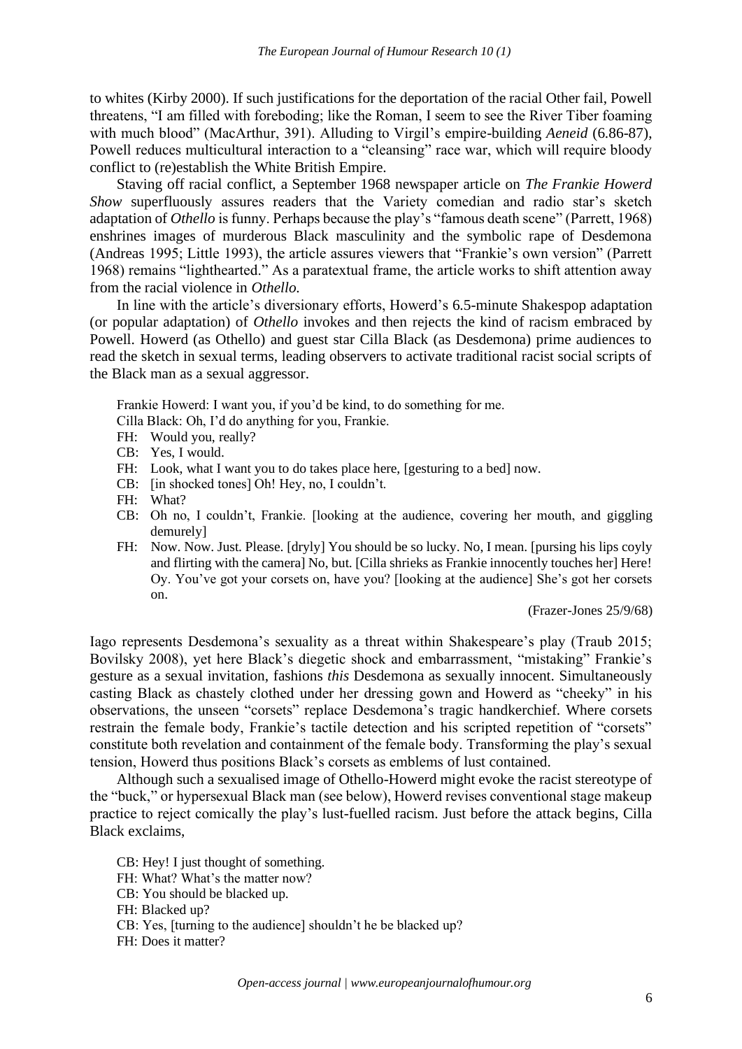to whites (Kirby 2000). If such justifications for the deportation of the racial Other fail, Powell threatens, "I am filled with foreboding; like the Roman, I seem to see the River Tiber foaming with much blood" (MacArthur, 391). Alluding to Virgil's empire-building *Aeneid* (6.86-87), Powell reduces multicultural interaction to a "cleansing" race war, which will require bloody conflict to (re)establish the White British Empire.

Staving off racial conflict, a September 1968 newspaper article on *The Frankie Howerd Show* superfluously assures readers that the Variety comedian and radio star's sketch adaptation of *Othello* is funny. Perhaps because the play's "famous death scene" (Parrett, 1968) enshrines images of murderous Black masculinity and the symbolic rape of Desdemona (Andreas 1995; Little 1993), the article assures viewers that "Frankie's own version" (Parrett 1968) remains "lighthearted." As a paratextual frame, the article works to shift attention away from the racial violence in *Othello.*

In line with the article's diversionary efforts, Howerd's 6.5-minute Shakespop adaptation (or popular adaptation) of *Othello* invokes and then rejects the kind of racism embraced by Powell. Howerd (as Othello) and guest star Cilla Black (as Desdemona) prime audiences to read the sketch in sexual terms, leading observers to activate traditional racist social scripts of the Black man as a sexual aggressor.

> Frankie Howerd: I want you, if you'd be kind, to do something for me.
> Cilla Black: Oh, I'd do anything for you, Frankie.
> FH: Would you, really?
> CB: Yes, I would.
> FH: Look, what I want you to do takes place here, [gesturing to a bed] now.
> CB: [in shocked tones] Oh! Hey, no, I couldn't.
> FH: What?
> CB: Oh no, I couldn't, Frankie. [looking at the audience, covering her mouth, and giggling demurely]
> FH: Now. Now. Just. Please. [dryly] You should be so lucky. No, I mean. [pursing his lips coyly and flirting with the camera] No, but. [Cilla shrieks as Frankie innocently touches her] Here! Oy. You've got your corsets on, have you? [looking at the audience] She's got her corsets on.
>
> (Frazer-Jones 25/9/68)

Iago represents Desdemona's sexuality as a threat within Shakespeare's play (Traub 2015; Bovilsky 2008), yet here Black's diegetic shock and embarrassment, "mistaking" Frankie's gesture as a sexual invitation, fashions *this* Desdemona as sexually innocent. Simultaneously casting Black as chastely clothed under her dressing gown and Howerd as "cheeky" in his observations, the unseen "corsets" replace Desdemona's tragic handkerchief. Where corsets restrain the female body, Frankie's tactile detection and his scripted repetition of "corsets" constitute both revelation and containment of the female body. Transforming the play's sexual tension, Howerd thus positions Black's corsets as emblems of lust contained.

Although such a sexualised image of Othello-Howerd might evoke the racist stereotype of the "buck," or hypersexual Black man (see below), Howerd revises conventional stage makeup practice to reject comically the play's lust-fuelled racism. Just before the attack begins, Cilla Black exclaims,

> CB: Hey! I just thought of something.
> FH: What? What's the matter now?
> CB: You should be blacked up.
> FH: Blacked up?
> CB: Yes, [turning to the audience] shouldn't he be blacked up?
> FH: Does it matter?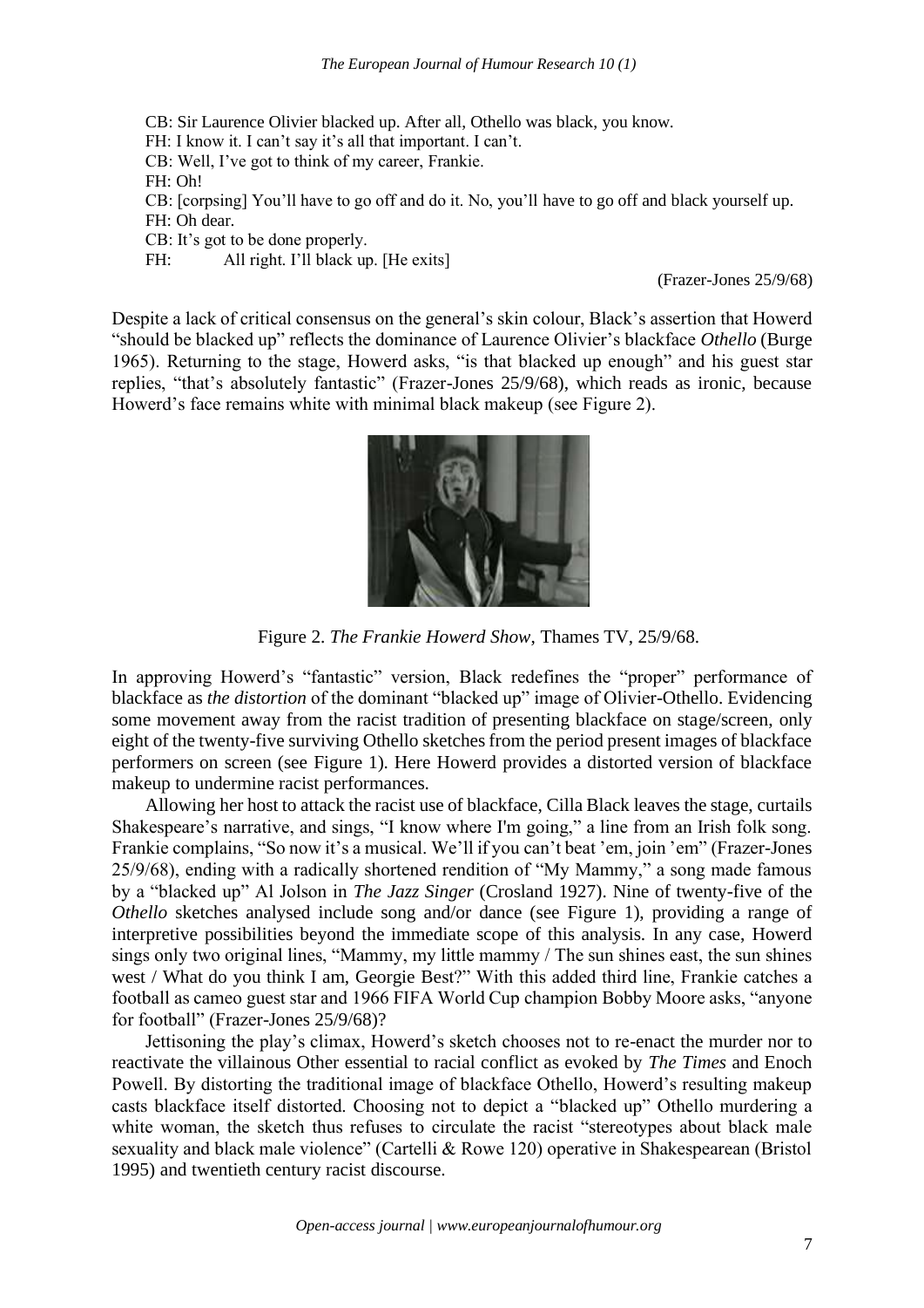CB: Sir Laurence Olivier blacked up. After all, Othello was black, you know.
FH: I know it. I can't say it's all that important. I can't.
CB: Well, I've got to think of my career, Frankie.
FH: Oh!
CB: [corpsing] You'll have to go off and do it. No, you'll have to go off and black yourself up.
FH: Oh dear.
CB: It's got to be done properly.
FH: All right. I'll black up. [He exits]

(Frazer-Jones 25/9/68)

Despite a lack of critical consensus on the general's skin colour, Black's assertion that Howerd "should be blacked up" reflects the dominance of Laurence Olivier's blackface *Othello* (Burge 1965). Returning to the stage, Howerd asks, "is that blacked up enough" and his guest star replies, "that's absolutely fantastic" (Frazer-Jones 25/9/68), which reads as ironic, because Howerd's face remains white with minimal black makeup (see Figure 2).

Figure 2. *The Frankie Howerd Show*, Thames TV, 25/9/68.

In approving Howerd's "fantastic" version, Black redefines the "proper" performance of blackface as *the distortion* of the dominant "blacked up" image of Olivier-Othello. Evidencing some movement away from the racist tradition of presenting blackface on stage/screen, only eight of the twenty-five surviving Othello sketches from the period present images of blackface performers on screen (see Figure 1). Here Howerd provides a distorted version of blackface makeup to undermine racist performances.

Allowing her host to attack the racist use of blackface, Cilla Black leaves the stage, curtails Shakespeare's narrative, and sings, "I know where I'm going," a line from an Irish folk song. Frankie complains, "So now it's a musical. We'll if you can't beat 'em, join 'em" (Frazer-Jones 25/9/68), ending with a radically shortened rendition of "My Mammy," a song made famous by a "blacked up" Al Jolson in *The Jazz Singer* (Crosland 1927). Nine of twenty-five of the *Othello* sketches analysed include song and/or dance (see Figure 1), providing a range of interpretive possibilities beyond the immediate scope of this analysis. In any case, Howerd sings only two original lines, "Mammy, my little mammy / The sun shines east, the sun shines west / What do you think I am, Georgie Best?" With this added third line, Frankie catches a football as cameo guest star and 1966 FIFA World Cup champion Bobby Moore asks, "anyone for football" (Frazer-Jones 25/9/68)?

Jettisoning the play's climax, Howerd's sketch chooses not to re-enact the murder nor to reactivate the villainous Other essential to racial conflict as evoked by *The Times* and Enoch Powell. By distorting the traditional image of blackface Othello, Howerd's resulting makeup casts blackface itself distorted. Choosing not to depict a "blacked up" Othello murdering a white woman, the sketch thus refuses to circulate the racist "stereotypes about black male sexuality and black male violence" (Cartelli & Rowe 120) operative in Shakespearean (Bristol 1995) and twentieth century racist discourse.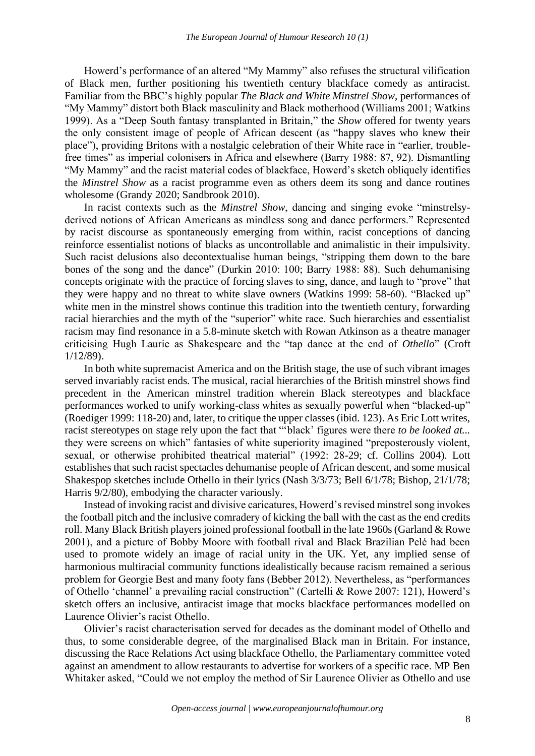Howerd's performance of an altered "My Mammy" also refuses the structural vilification of Black men, further positioning his twentieth century blackface comedy as antiracist. Familiar from the BBC's highly popular *The Black and White Minstrel Show*, performances of "My Mammy" distort both Black masculinity and Black motherhood (Williams 2001; Watkins 1999). As a "Deep South fantasy transplanted in Britain," the *Show* offered for twenty years the only consistent image of people of African descent (as "happy slaves who knew their place"), providing Britons with a nostalgic celebration of their White race in "earlier, trouble-free times" as imperial colonisers in Africa and elsewhere (Barry 1988: 87, 92). Dismantling "My Mammy" and the racist material codes of blackface, Howerd's sketch obliquely identifies the *Minstrel Show* as a racist programme even as others deem its song and dance routines wholesome (Grandy 2020; Sandbrook 2010).

In racist contexts such as the *Minstrel Show*, dancing and singing evoke "minstrelsy-derived notions of African Americans as mindless song and dance performers." Represented by racist discourse as spontaneously emerging from within, racist conceptions of dancing reinforce essentialist notions of blacks as uncontrollable and animalistic in their impulsivity. Such racist delusions also decontextualise human beings, "stripping them down to the bare bones of the song and the dance" (Durkin 2010: 100; Barry 1988: 88). Such dehumanising concepts originate with the practice of forcing slaves to sing, dance, and laugh to "prove" that they were happy and no threat to white slave owners (Watkins 1999: 58-60). "Blacked up" white men in the minstrel shows continue this tradition into the twentieth century, forwarding racial hierarchies and the myth of the "superior" white race. Such hierarchies and essentialist racism may find resonance in a 5.8-minute sketch with Rowan Atkinson as a theatre manager criticising Hugh Laurie as Shakespeare and the "tap dance at the end of *Othello*" (Croft 1/12/89).

In both white supremacist America and on the British stage, the use of such vibrant images served invariably racist ends. The musical, racial hierarchies of the British minstrel shows find precedent in the American minstrel tradition wherein Black stereotypes and blackface performances worked to unify working-class whites as sexually powerful when "blacked-up" (Roediger 1999: 118-20) and, later, to critique the upper classes (ibid. 123). As Eric Lott writes, racist stereotypes on stage rely upon the fact that "'black' figures were there *to be looked at...* they were screens on which" fantasies of white superiority imagined "preposterously violent, sexual, or otherwise prohibited theatrical material" (1992: 28-29; cf. Collins 2004). Lott establishes that such racist spectacles dehumanise people of African descent, and some musical Shakespop sketches include Othello in their lyrics (Nash 3/3/73; Bell 6/1/78; Bishop, 21/1/78; Harris 9/2/80), embodying the character variously.

Instead of invoking racist and divisive caricatures, Howerd's revised minstrel song invokes the football pitch and the inclusive comradery of kicking the ball with the cast as the end credits roll. Many Black British players joined professional football in the late 1960s (Garland & Rowe 2001), and a picture of Bobby Moore with football rival and Black Brazilian Pelé had been used to promote widely an image of racial unity in the UK. Yet, any implied sense of harmonious multiracial community functions idealistically because racism remained a serious problem for Georgie Best and many footy fans (Bebber 2012). Nevertheless, as "performances of Othello 'channel' a prevailing racial construction" (Cartelli & Rowe 2007: 121), Howerd's sketch offers an inclusive, antiracist image that mocks blackface performances modelled on Laurence Olivier's racist Othello.

Olivier's racist characterisation served for decades as the dominant model of Othello and thus, to some considerable degree, of the marginalised Black man in Britain. For instance, discussing the Race Relations Act using blackface Othello, the Parliamentary committee voted against an amendment to allow restaurants to advertise for workers of a specific race. MP Ben Whitaker asked, "Could we not employ the method of Sir Laurence Olivier as Othello and use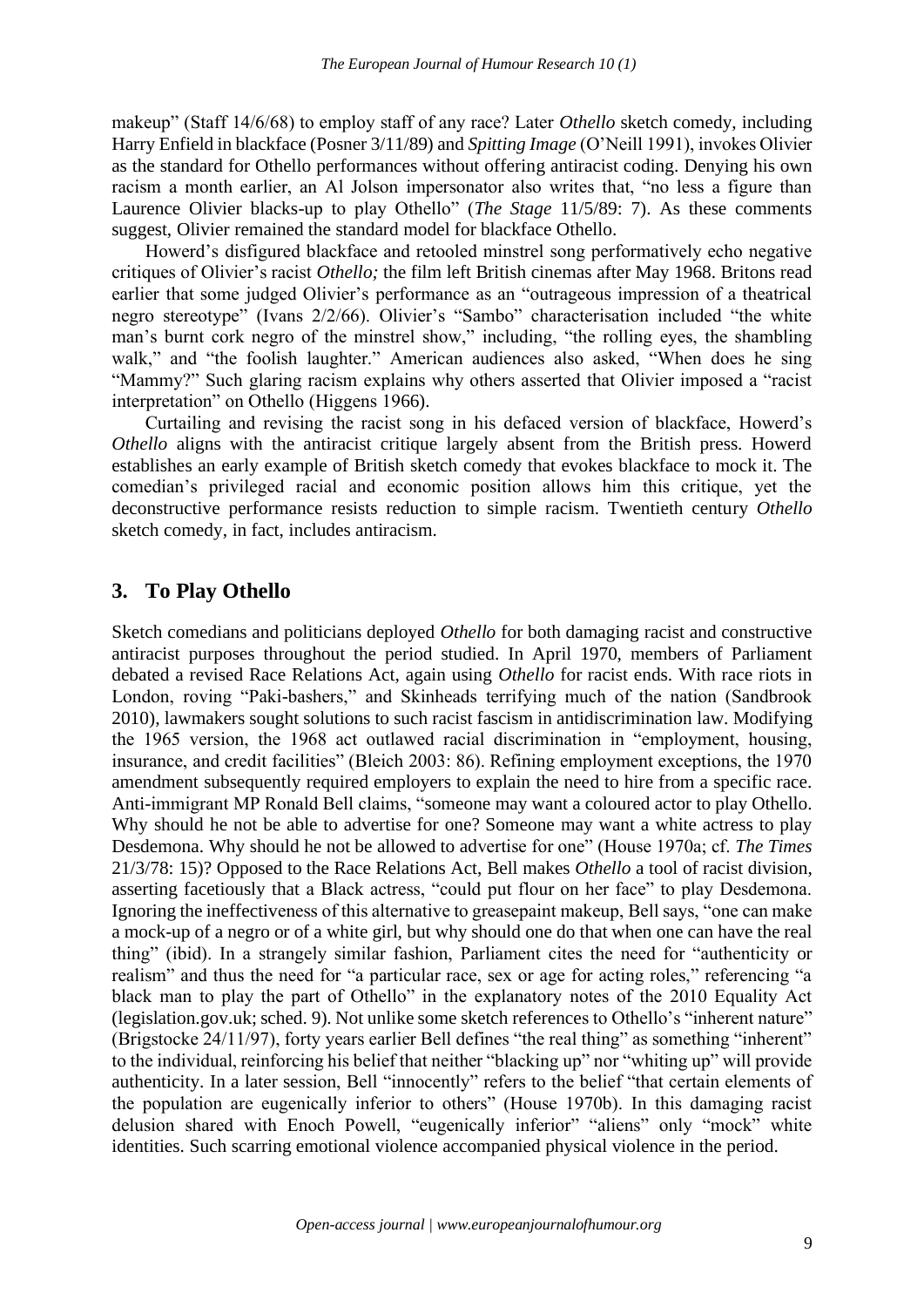makeup" (Staff 14/6/68) to employ staff of any race? Later *Othello* sketch comedy, including Harry Enfield in blackface (Posner 3/11/89) and *Spitting Image* (O'Neill 1991), invokes Olivier as the standard for Othello performances without offering antiracist coding. Denying his own racism a month earlier, an Al Jolson impersonator also writes that, "no less a figure than Laurence Olivier blacks-up to play Othello" (*The Stage* 11/5/89: 7). As these comments suggest, Olivier remained the standard model for blackface Othello.

Howerd's disfigured blackface and retooled minstrel song performatively echo negative critiques of Olivier's racist *Othello;* the film left British cinemas after May 1968. Britons read earlier that some judged Olivier's performance as an "outrageous impression of a theatrical negro stereotype" (Ivans 2/2/66). Olivier's "Sambo" characterisation included "the white man's burnt cork negro of the minstrel show," including, "the rolling eyes, the shambling walk," and "the foolish laughter." American audiences also asked, "When does he sing "Mammy?" Such glaring racism explains why others asserted that Olivier imposed a "racist interpretation" on Othello (Higgens 1966).

Curtailing and revising the racist song in his defaced version of blackface, Howerd's *Othello* aligns with the antiracist critique largely absent from the British press. Howerd establishes an early example of British sketch comedy that evokes blackface to mock it. The comedian's privileged racial and economic position allows him this critique, yet the deconstructive performance resists reduction to simple racism. Twentieth century *Othello* sketch comedy, in fact, includes antiracism.

## 3. To Play Othello

Sketch comedians and politicians deployed *Othello* for both damaging racist and constructive antiracist purposes throughout the period studied. In April 1970, members of Parliament debated a revised Race Relations Act, again using *Othello* for racist ends. With race riots in London, roving "Paki-bashers," and Skinheads terrifying much of the nation (Sandbrook 2010), lawmakers sought solutions to such racist fascism in antidiscrimination law. Modifying the 1965 version, the 1968 act outlawed racial discrimination in "employment, housing, insurance, and credit facilities" (Bleich 2003: 86). Refining employment exceptions, the 1970 amendment subsequently required employers to explain the need to hire from a specific race. Anti-immigrant MP Ronald Bell claims, "someone may want a coloured actor to play Othello. Why should he not be able to advertise for one? Someone may want a white actress to play Desdemona. Why should he not be allowed to advertise for one" (House 1970a; cf. *The Times* 21/3/78: 15)? Opposed to the Race Relations Act, Bell makes *Othello* a tool of racist division, asserting facetiously that a Black actress, "could put flour on her face" to play Desdemona. Ignoring the ineffectiveness of this alternative to greasepaint makeup, Bell says, "one can make a mock-up of a negro or of a white girl, but why should one do that when one can have the real thing" (ibid). In a strangely similar fashion, Parliament cites the need for "authenticity or realism" and thus the need for "a particular race, sex or age for acting roles," referencing "a black man to play the part of Othello" in the explanatory notes of the 2010 Equality Act (legislation.gov.uk; sched. 9). Not unlike some sketch references to Othello's "inherent nature" (Brigstocke 24/11/97), forty years earlier Bell defines "the real thing" as something "inherent" to the individual, reinforcing his belief that neither "blacking up" nor "whiting up" will provide authenticity. In a later session, Bell "innocently" refers to the belief "that certain elements of the population are eugenically inferior to others" (House 1970b). In this damaging racist delusion shared with Enoch Powell, "eugenically inferior" "aliens" only "mock" white identities. Such scarring emotional violence accompanied physical violence in the period.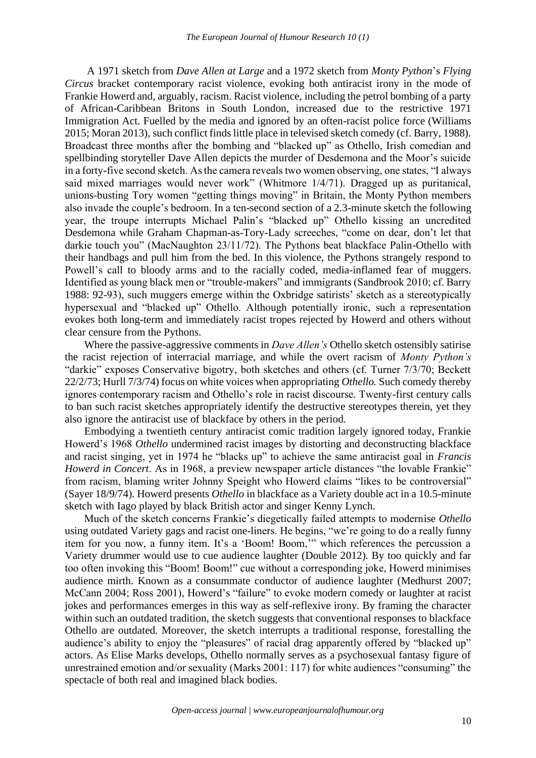A 1971 sketch from *Dave Allen at Large* and a 1972 sketch from *Monty Python*'s *Flying Circus* bracket contemporary racist violence, evoking both antiracist irony in the mode of Frankie Howerd and, arguably, racism. Racist violence, including the petrol bombing of a party of African-Caribbean Britons in South London, increased due to the restrictive 1971 Immigration Act. Fuelled by the media and ignored by an often-racist police force (Williams 2015; Moran 2013), such conflict finds little place in televised sketch comedy (cf. Barry, 1988). Broadcast three months after the bombing and "blacked up" as Othello, Irish comedian and spellbinding storyteller Dave Allen depicts the murder of Desdemona and the Moor's suicide in a forty-five second sketch. As the camera reveals two women observing, one states, "I always said mixed marriages would never work" (Whitmore 1/4/71). Dragged up as puritanical, unions-busting Tory women "getting things moving" in Britain, the Monty Python members also invade the couple's bedroom. In a ten-second section of a 2.3-minute sketch the following year, the troupe interrupts Michael Palin's "blacked up" Othello kissing an uncredited Desdemona while Graham Chapman-as-Tory-Lady screeches, "come on dear, don't let that darkie touch you" (MacNaughton 23/11/72). The Pythons beat blackface Palin-Othello with their handbags and pull him from the bed. In this violence, the Pythons strangely respond to Powell's call to bloody arms and to the racially coded, media-inflamed fear of muggers. Identified as young black men or "trouble-makers" and immigrants (Sandbrook 2010; cf. Barry 1988: 92-93), such muggers emerge within the Oxbridge satirists' sketch as a stereotypically hypersexual and "blacked up" Othello. Although potentially ironic, such a representation evokes both long-term and immediately racist tropes rejected by Howerd and others without clear censure from the Pythons.

Where the passive-aggressive comments in *Dave Allen's* Othello sketch ostensibly satirise the racist rejection of interracial marriage, and while the overt racism of *Monty Python's* "darkie" exposes Conservative bigotry, both sketches and others (cf. Turner 7/3/70; Beckett 22/2/73; Hurll 7/3/74) focus on white voices when appropriating *Othello.* Such comedy thereby ignores contemporary racism and Othello's role in racist discourse. Twenty-first century calls to ban such racist sketches appropriately identify the destructive stereotypes therein, yet they also ignore the antiracist use of blackface by others in the period.

Embodying a twentieth century antiracist comic tradition largely ignored today, Frankie Howerd's 1968 *Othello* undermined racist images by distorting and deconstructing blackface and racist singing, yet in 1974 he "blacks up" to achieve the same antiracist goal in *Francis Howerd in Concert*. As in 1968, a preview newspaper article distances "the lovable Frankie" from racism, blaming writer Johnny Speight who Howerd claims "likes to be controversial" (Sayer 18/9/74). Howerd presents *Othello* in blackface as a Variety double act in a 10.5-minute sketch with Iago played by black British actor and singer Kenny Lynch.

Much of the sketch concerns Frankie's diegetically failed attempts to modernise *Othello* using outdated Variety gags and racist one-liners. He begins, "we're going to do a really funny item for you now, a funny item. It's a 'Boom! Boom,'" which references the percussion a Variety drummer would use to cue audience laughter (Double 2012). By too quickly and far too often invoking this "Boom! Boom!" cue without a corresponding joke, Howerd minimises audience mirth. Known as a consummate conductor of audience laughter (Medhurst 2007; McCann 2004; Ross 2001), Howerd's "failure" to evoke modern comedy or laughter at racist jokes and performances emerges in this way as self-reflexive irony. By framing the character within such an outdated tradition, the sketch suggests that conventional responses to blackface Othello are outdated. Moreover, the sketch interrupts a traditional response, forestalling the audience's ability to enjoy the "pleasures" of racial drag apparently offered by "blacked up" actors. As Elise Marks develops, Othello normally serves as a psychosexual fantasy figure of unrestrained emotion and/or sexuality (Marks 2001: 117) for white audiences "consuming" the spectacle of both real and imagined black bodies.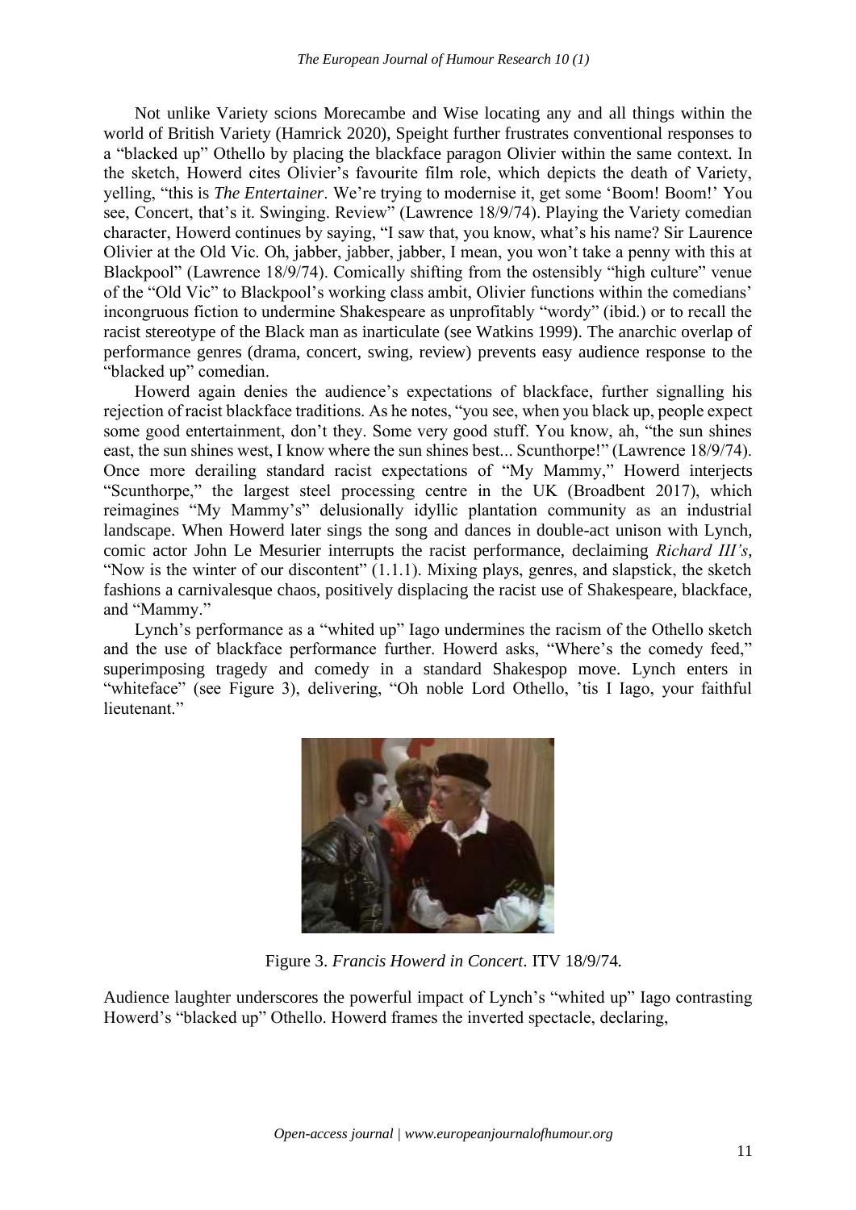Not unlike Variety scions Morecambe and Wise locating any and all things within the world of British Variety (Hamrick 2020), Speight further frustrates conventional responses to a "blacked up" Othello by placing the blackface paragon Olivier within the same context. In the sketch, Howerd cites Olivier's favourite film role, which depicts the death of Variety, yelling, "this is *The Entertainer*. We're trying to modernise it, get some 'Boom! Boom!' You see, Concert, that's it. Swinging. Review" (Lawrence 18/9/74). Playing the Variety comedian character, Howerd continues by saying, "I saw that, you know, what's his name? Sir Laurence Olivier at the Old Vic. Oh, jabber, jabber, jabber, I mean, you won't take a penny with this at Blackpool" (Lawrence 18/9/74). Comically shifting from the ostensibly "high culture" venue of the "Old Vic" to Blackpool's working class ambit, Olivier functions within the comedians' incongruous fiction to undermine Shakespeare as unprofitably "wordy" (ibid.) or to recall the racist stereotype of the Black man as inarticulate (see Watkins 1999). The anarchic overlap of performance genres (drama, concert, swing, review) prevents easy audience response to the "blacked up" comedian.

Howerd again denies the audience's expectations of blackface, further signalling his rejection of racist blackface traditions. As he notes, "you see, when you black up, people expect some good entertainment, don't they. Some very good stuff. You know, ah, "the sun shines east, the sun shines west, I know where the sun shines best... Scunthorpe!" (Lawrence 18/9/74). Once more derailing standard racist expectations of "My Mammy," Howerd interjects "Scunthorpe," the largest steel processing centre in the UK (Broadbent 2017), which reimagines "My Mammy's" delusionally idyllic plantation community as an industrial landscape. When Howerd later sings the song and dances in double-act unison with Lynch, comic actor John Le Mesurier interrupts the racist performance, declaiming *Richard III's*, "Now is the winter of our discontent" (1.1.1). Mixing plays, genres, and slapstick, the sketch fashions a carnivalesque chaos, positively displacing the racist use of Shakespeare, blackface, and "Mammy."

Lynch's performance as a "whited up" Iago undermines the racism of the Othello sketch and the use of blackface performance further. Howerd asks, "Where's the comedy feed," superimposing tragedy and comedy in a standard Shakespop move. Lynch enters in "whiteface" (see Figure 3), delivering, "Oh noble Lord Othello, 'tis I Iago, your faithful lieutenant."

Figure 3. *Francis Howerd in Concert*. ITV 18/9/74.

Audience laughter underscores the powerful impact of Lynch's "whited up" Iago contrasting Howerd's "blacked up" Othello. Howerd frames the inverted spectacle, declaring,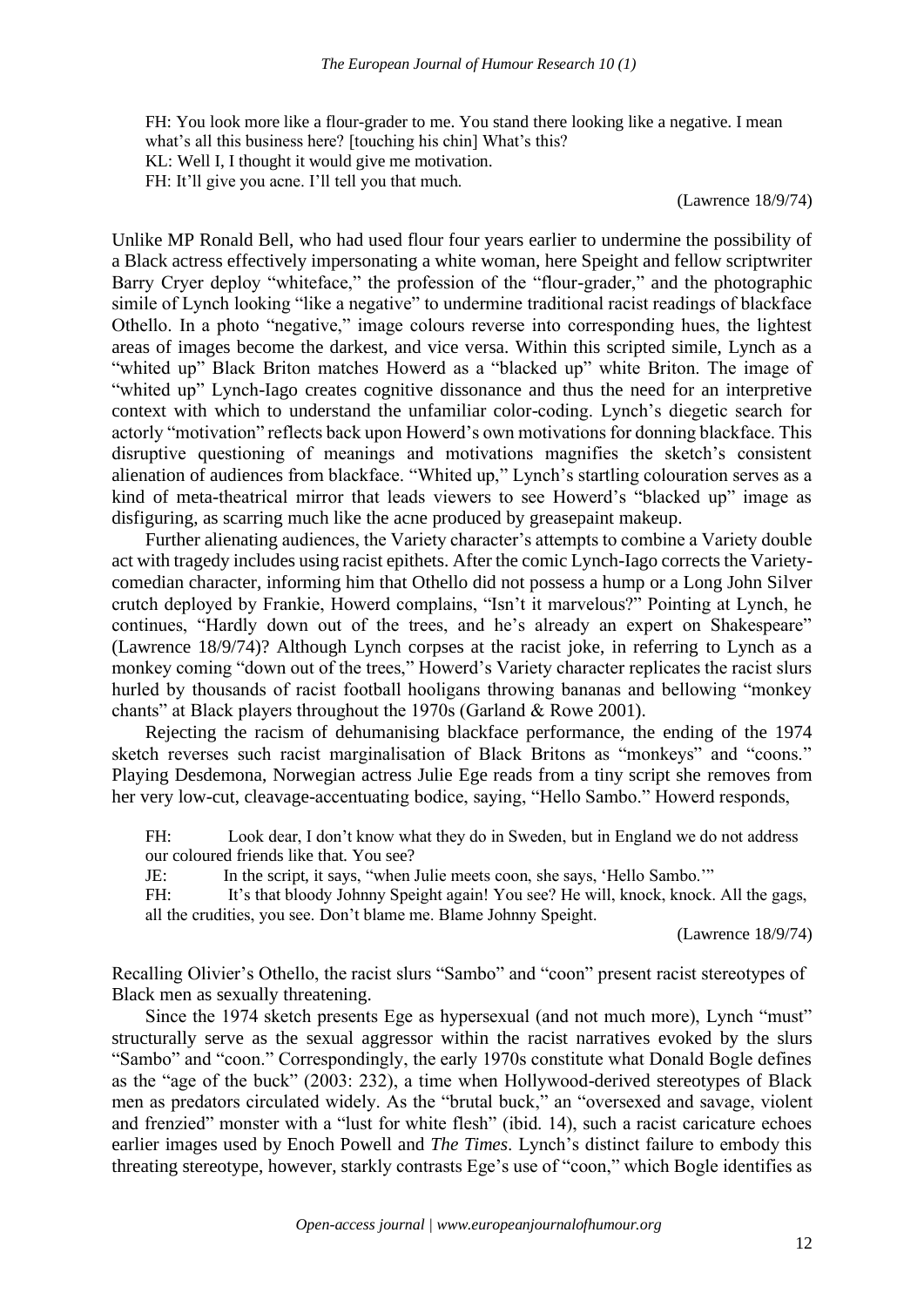FH: You look more like a flour-grader to me. You stand there looking like a negative. I mean what's all this business here? [touching his chin] What's this?
KL: Well I, I thought it would give me motivation.
FH: It'll give you acne. I'll tell you that much.

(Lawrence 18/9/74)

Unlike MP Ronald Bell, who had used flour four years earlier to undermine the possibility of a Black actress effectively impersonating a white woman, here Speight and fellow scriptwriter Barry Cryer deploy "whiteface," the profession of the "flour-grader," and the photographic simile of Lynch looking "like a negative" to undermine traditional racist readings of blackface Othello. In a photo "negative," image colours reverse into corresponding hues, the lightest areas of images become the darkest, and vice versa. Within this scripted simile, Lynch as a "whited up" Black Briton matches Howerd as a "blacked up" white Briton. The image of "whited up" Lynch-Iago creates cognitive dissonance and thus the need for an interpretive context with which to understand the unfamiliar color-coding. Lynch's diegetic search for actorly "motivation" reflects back upon Howerd's own motivations for donning blackface. This disruptive questioning of meanings and motivations magnifies the sketch's consistent alienation of audiences from blackface. "Whited up," Lynch's startling colouration serves as a kind of meta-theatrical mirror that leads viewers to see Howerd's "blacked up" image as disfiguring, as scarring much like the acne produced by greasepaint makeup.

Further alienating audiences, the Variety character's attempts to combine a Variety double act with tragedy includes using racist epithets. After the comic Lynch-Iago corrects the Variety-comedian character, informing him that Othello did not possess a hump or a Long John Silver crutch deployed by Frankie, Howerd complains, "Isn't it marvelous?" Pointing at Lynch, he continues, "Hardly down out of the trees, and he's already an expert on Shakespeare" (Lawrence 18/9/74)? Although Lynch corpses at the racist joke, in referring to Lynch as a monkey coming "down out of the trees," Howerd's Variety character replicates the racist slurs hurled by thousands of racist football hooligans throwing bananas and bellowing "monkey chants" at Black players throughout the 1970s (Garland & Rowe 2001).

Rejecting the racism of dehumanising blackface performance, the ending of the 1974 sketch reverses such racist marginalisation of Black Britons as "monkeys" and "coons." Playing Desdemona, Norwegian actress Julie Ege reads from a tiny script she removes from her very low-cut, cleavage-accentuating bodice, saying, "Hello Sambo." Howerd responds,

FH: Look dear, I don't know what they do in Sweden, but in England we do not address our coloured friends like that. You see?
JE: In the script, it says, "when Julie meets coon, she says, 'Hello Sambo.'"
FH: It's that bloody Johnny Speight again! You see? He will, knock, knock. All the gags, all the crudities, you see. Don't blame me. Blame Johnny Speight.

(Lawrence 18/9/74)

Recalling Olivier's Othello, the racist slurs "Sambo" and "coon" present racist stereotypes of Black men as sexually threatening.

Since the 1974 sketch presents Ege as hypersexual (and not much more), Lynch "must" structurally serve as the sexual aggressor within the racist narratives evoked by the slurs "Sambo" and "coon." Correspondingly, the early 1970s constitute what Donald Bogle defines as the "age of the buck" (2003: 232), a time when Hollywood-derived stereotypes of Black men as predators circulated widely. As the "brutal buck," an "oversexed and savage, violent and frenzied" monster with a "lust for white flesh" (ibid. 14), such a racist caricature echoes earlier images used by Enoch Powell and *The Times*. Lynch's distinct failure to embody this threating stereotype, however, starkly contrasts Ege's use of "coon," which Bogle identifies as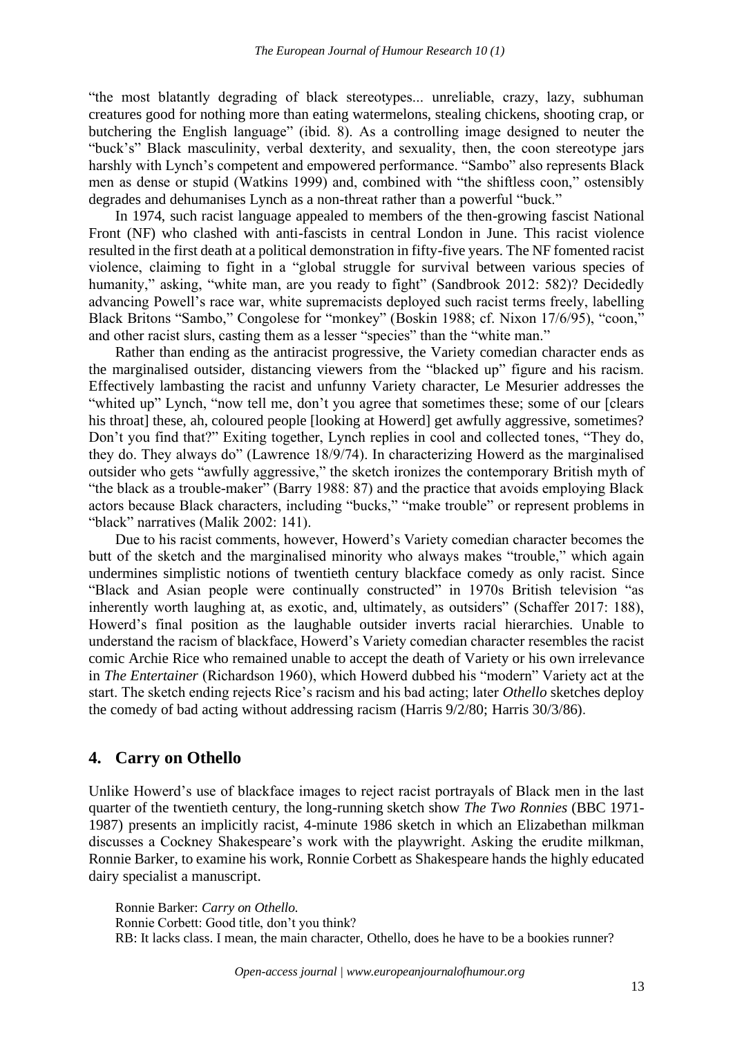"the most blatantly degrading of black stereotypes... unreliable, crazy, lazy, subhuman creatures good for nothing more than eating watermelons, stealing chickens, shooting crap, or butchering the English language" (ibid. 8). As a controlling image designed to neuter the "buck's" Black masculinity, verbal dexterity, and sexuality, then, the coon stereotype jars harshly with Lynch's competent and empowered performance. "Sambo" also represents Black men as dense or stupid (Watkins 1999) and, combined with "the shiftless coon," ostensibly degrades and dehumanises Lynch as a non-threat rather than a powerful "buck."

In 1974, such racist language appealed to members of the then-growing fascist National Front (NF) who clashed with anti-fascists in central London in June. This racist violence resulted in the first death at a political demonstration in fifty-five years. The NF fomented racist violence, claiming to fight in a "global struggle for survival between various species of humanity," asking, "white man, are you ready to fight" (Sandbrook 2012: 582)? Decidedly advancing Powell's race war, white supremacists deployed such racist terms freely, labelling Black Britons "Sambo," Congolese for "monkey" (Boskin 1988; cf. Nixon 17/6/95), "coon," and other racist slurs, casting them as a lesser "species" than the "white man."

Rather than ending as the antiracist progressive, the Variety comedian character ends as the marginalised outsider, distancing viewers from the "blacked up" figure and his racism. Effectively lambasting the racist and unfunny Variety character, Le Mesurier addresses the "whited up" Lynch, "now tell me, don't you agree that sometimes these; some of our [clears his throat] these, ah, coloured people [looking at Howerd] get awfully aggressive, sometimes? Don't you find that?" Exiting together, Lynch replies in cool and collected tones, "They do, they do. They always do" (Lawrence 18/9/74). In characterizing Howerd as the marginalised outsider who gets "awfully aggressive," the sketch ironizes the contemporary British myth of "the black as a trouble-maker" (Barry 1988: 87) and the practice that avoids employing Black actors because Black characters, including "bucks," "make trouble" or represent problems in "black" narratives (Malik 2002: 141).

Due to his racist comments, however, Howerd's Variety comedian character becomes the butt of the sketch and the marginalised minority who always makes "trouble," which again undermines simplistic notions of twentieth century blackface comedy as only racist. Since "Black and Asian people were continually constructed" in 1970s British television "as inherently worth laughing at, as exotic, and, ultimately, as outsiders" (Schaffer 2017: 188), Howerd's final position as the laughable outsider inverts racial hierarchies. Unable to understand the racism of blackface, Howerd's Variety comedian character resembles the racist comic Archie Rice who remained unable to accept the death of Variety or his own irrelevance in *The Entertainer* (Richardson 1960), which Howerd dubbed his "modern" Variety act at the start. The sketch ending rejects Rice's racism and his bad acting; later *Othello* sketches deploy the comedy of bad acting without addressing racism (Harris 9/2/80; Harris 30/3/86).

## 4. Carry on Othello

Unlike Howerd's use of blackface images to reject racist portrayals of Black men in the last quarter of the twentieth century, the long-running sketch show *The Two Ronnies* (BBC 1971-1987) presents an implicitly racist, 4-minute 1986 sketch in which an Elizabethan milkman discusses a Cockney Shakespeare's work with the playwright. Asking the erudite milkman, Ronnie Barker, to examine his work, Ronnie Corbett as Shakespeare hands the highly educated dairy specialist a manuscript.

> Ronnie Barker: *Carry on Othello.*
> Ronnie Corbett: Good title, don't you think?
> RB: It lacks class. I mean, the main character, Othello, does he have to be a bookies runner?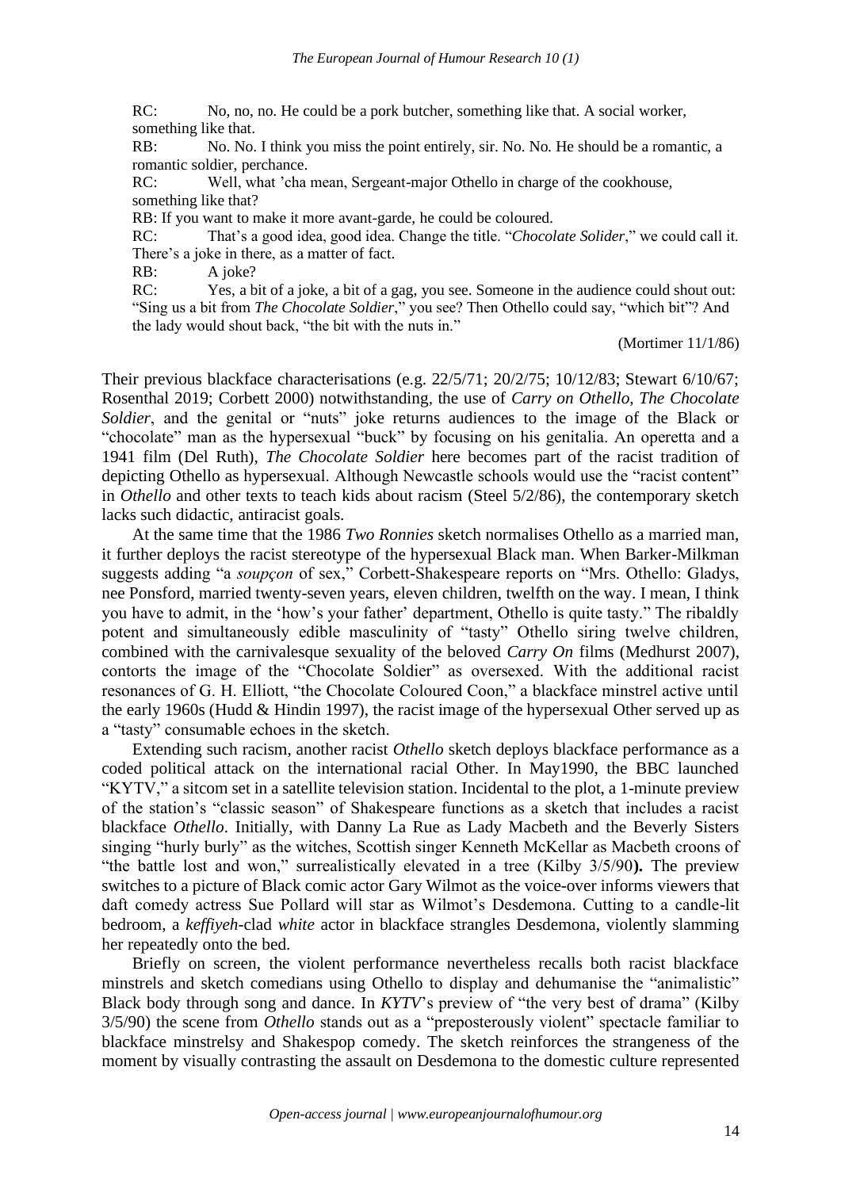RC: No, no, no. He could be a pork butcher, something like that. A social worker, something like that.

RB: No. No. I think you miss the point entirely, sir. No. No. He should be a romantic, a romantic soldier, perchance.

RC: Well, what 'cha mean, Sergeant-major Othello in charge of the cookhouse, something like that?

RB: If you want to make it more avant-garde, he could be coloured.

RC: That's a good idea, good idea. Change the title. "*Chocolate Solider*," we could call it. There's a joke in there, as a matter of fact.

RB: A joke?

RC: Yes, a bit of a joke, a bit of a gag, you see. Someone in the audience could shout out: "Sing us a bit from *The Chocolate Soldier*," you see? Then Othello could say, "which bit"? And the lady would shout back, "the bit with the nuts in."

(Mortimer 11/1/86)

Their previous blackface characterisations (e.g. 22/5/71; 20/2/75; 10/12/83; Stewart 6/10/67; Rosenthal 2019; Corbett 2000) notwithstanding, the use of *Carry on Othello*, *The Chocolate Soldier*, and the genital or "nuts" joke returns audiences to the image of the Black or "chocolate" man as the hypersexual "buck" by focusing on his genitalia. An operetta and a 1941 film (Del Ruth), *The Chocolate Soldier* here becomes part of the racist tradition of depicting Othello as hypersexual. Although Newcastle schools would use the "racist content" in *Othello* and other texts to teach kids about racism (Steel 5/2/86), the contemporary sketch lacks such didactic, antiracist goals.

At the same time that the 1986 *Two Ronnies* sketch normalises Othello as a married man, it further deploys the racist stereotype of the hypersexual Black man. When Barker-Milkman suggests adding "a *soupçon* of sex," Corbett-Shakespeare reports on "Mrs. Othello: Gladys, nee Ponsford, married twenty-seven years, eleven children, twelfth on the way. I mean, I think you have to admit, in the 'how's your father' department, Othello is quite tasty." The ribaldly potent and simultaneously edible masculinity of "tasty" Othello siring twelve children, combined with the carnivalesque sexuality of the beloved *Carry On* films (Medhurst 2007), contorts the image of the "Chocolate Soldier" as oversexed. With the additional racist resonances of G. H. Elliott, "the Chocolate Coloured Coon," a blackface minstrel active until the early 1960s (Hudd & Hindin 1997), the racist image of the hypersexual Other served up as a "tasty" consumable echoes in the sketch.

Extending such racism, another racist *Othello* sketch deploys blackface performance as a coded political attack on the international racial Other. In May1990, the BBC launched "KYTV," a sitcom set in a satellite television station. Incidental to the plot, a 1-minute preview of the station's "classic season" of Shakespeare functions as a sketch that includes a racist blackface *Othello*. Initially, with Danny La Rue as Lady Macbeth and the Beverly Sisters singing "hurly burly" as the witches, Scottish singer Kenneth McKellar as Macbeth croons of "the battle lost and won," surrealistically elevated in a tree (Kilby 3/5/90**).** The preview switches to a picture of Black comic actor Gary Wilmot as the voice-over informs viewers that daft comedy actress Sue Pollard will star as Wilmot's Desdemona. Cutting to a candle-lit bedroom, a *keffiyeh*-clad *white* actor in blackface strangles Desdemona, violently slamming her repeatedly onto the bed.

Briefly on screen, the violent performance nevertheless recalls both racist blackface minstrels and sketch comedians using Othello to display and dehumanise the "animalistic" Black body through song and dance. In *KYTV*'s preview of "the very best of drama" (Kilby 3/5/90) the scene from *Othello* stands out as a "preposterously violent" spectacle familiar to blackface minstrelsy and Shakespop comedy. The sketch reinforces the strangeness of the moment by visually contrasting the assault on Desdemona to the domestic culture represented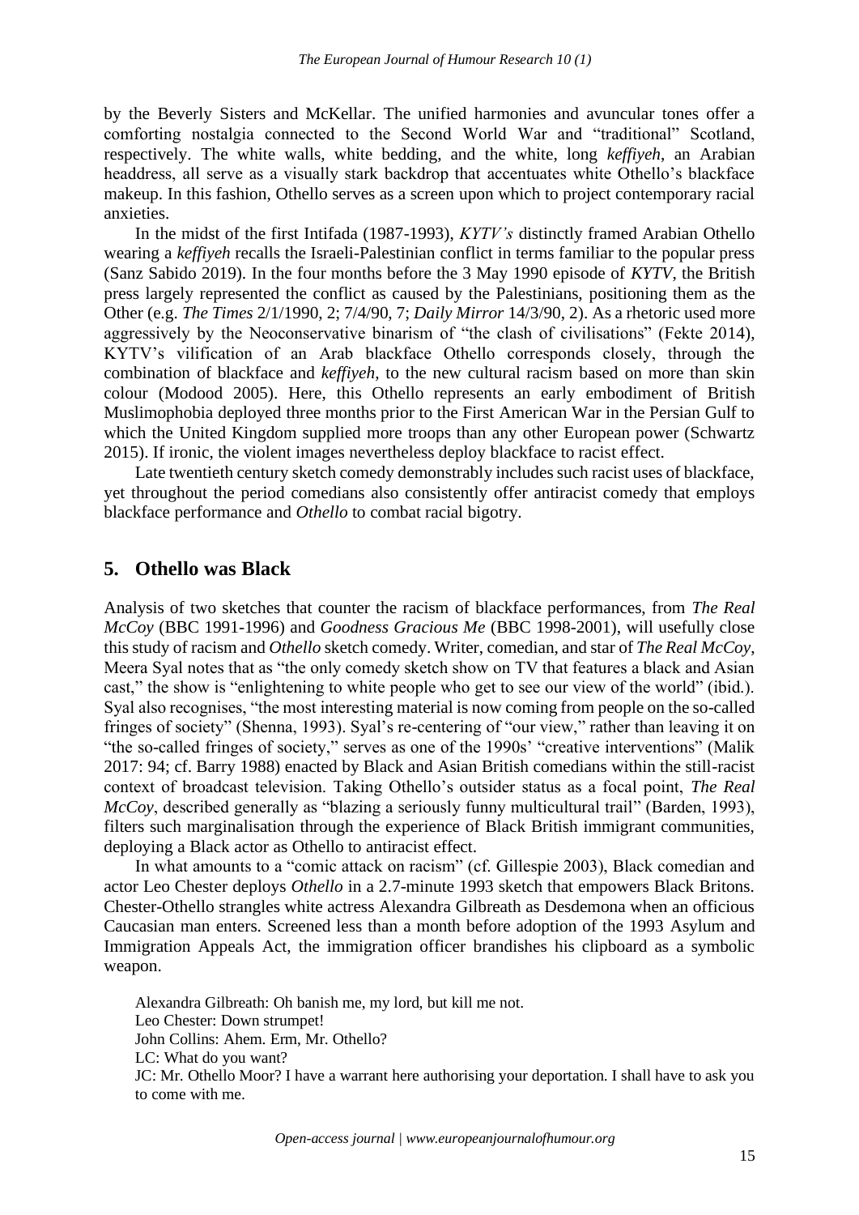by the Beverly Sisters and McKellar. The unified harmonies and avuncular tones offer a comforting nostalgia connected to the Second World War and "traditional" Scotland, respectively. The white walls, white bedding, and the white, long *keffiyeh*, an Arabian headdress, all serve as a visually stark backdrop that accentuates white Othello's blackface makeup. In this fashion, Othello serves as a screen upon which to project contemporary racial anxieties.

In the midst of the first Intifada (1987-1993), *KYTV's* distinctly framed Arabian Othello wearing a *keffiyeh* recalls the Israeli-Palestinian conflict in terms familiar to the popular press (Sanz Sabido 2019). In the four months before the 3 May 1990 episode of *KYTV*, the British press largely represented the conflict as caused by the Palestinians, positioning them as the Other (e.g. *The Times* 2/1/1990, 2; 7/4/90, 7; *Daily Mirror* 14/3/90, 2). As a rhetoric used more aggressively by the Neoconservative binarism of "the clash of civilisations" (Fekte 2014), KYTV's vilification of an Arab blackface Othello corresponds closely, through the combination of blackface and *keffiyeh*, to the new cultural racism based on more than skin colour (Modood 2005). Here, this Othello represents an early embodiment of British Muslimophobia deployed three months prior to the First American War in the Persian Gulf to which the United Kingdom supplied more troops than any other European power (Schwartz 2015). If ironic, the violent images nevertheless deploy blackface to racist effect.

Late twentieth century sketch comedy demonstrably includes such racist uses of blackface, yet throughout the period comedians also consistently offer antiracist comedy that employs blackface performance and *Othello* to combat racial bigotry.

## 5. Othello was Black

Analysis of two sketches that counter the racism of blackface performances, from *The Real McCoy* (BBC 1991-1996) and *Goodness Gracious Me* (BBC 1998-2001), will usefully close this study of racism and *Othello* sketch comedy. Writer, comedian, and star of *The Real McCoy*, Meera Syal notes that as "the only comedy sketch show on TV that features a black and Asian cast," the show is "enlightening to white people who get to see our view of the world" (ibid.). Syal also recognises, "the most interesting material is now coming from people on the so-called fringes of society" (Shenna, 1993). Syal's re-centering of "our view," rather than leaving it on "the so-called fringes of society," serves as one of the 1990s' "creative interventions" (Malik 2017: 94; cf. Barry 1988) enacted by Black and Asian British comedians within the still-racist context of broadcast television. Taking Othello's outsider status as a focal point, *The Real McCoy*, described generally as "blazing a seriously funny multicultural trail" (Barden, 1993), filters such marginalisation through the experience of Black British immigrant communities, deploying a Black actor as Othello to antiracist effect.

In what amounts to a "comic attack on racism" (cf. Gillespie 2003), Black comedian and actor Leo Chester deploys *Othello* in a 2.7-minute 1993 sketch that empowers Black Britons. Chester-Othello strangles white actress Alexandra Gilbreath as Desdemona when an officious Caucasian man enters. Screened less than a month before adoption of the 1993 Asylum and Immigration Appeals Act, the immigration officer brandishes his clipboard as a symbolic weapon.

Alexandra Gilbreath: Oh banish me, my lord, but kill me not.
Leo Chester: Down strumpet!
John Collins: Ahem. Erm, Mr. Othello?
LC: What do you want?
JC: Mr. Othello Moor? I have a warrant here authorising your deportation. I shall have to ask you to come with me.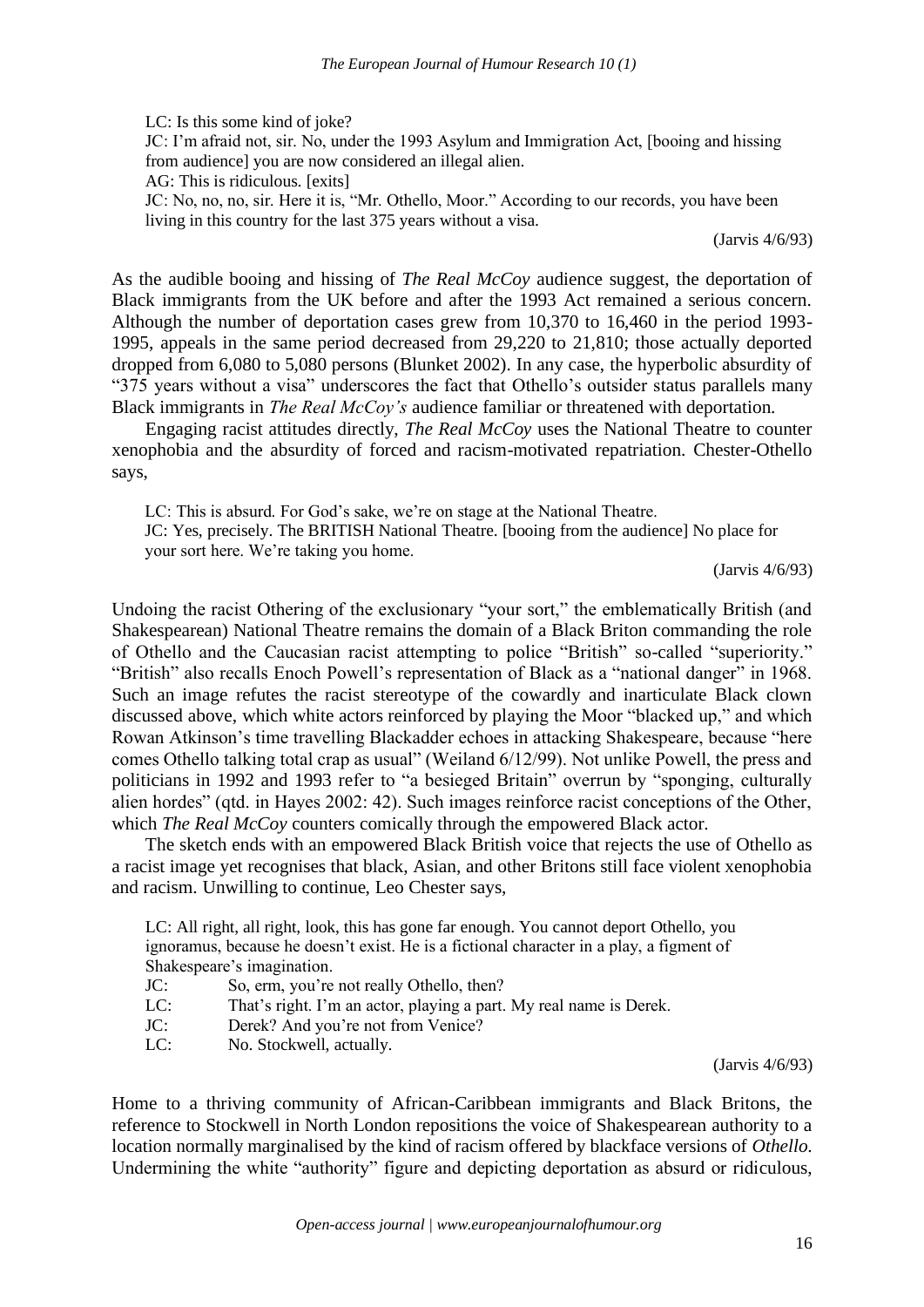LC: Is this some kind of joke?
JC: I'm afraid not, sir. No, under the 1993 Asylum and Immigration Act, [booing and hissing from audience] you are now considered an illegal alien.
AG: This is ridiculous. [exits]
JC: No, no, no, sir. Here it is, "Mr. Othello, Moor." According to our records, you have been living in this country for the last 375 years without a visa.

(Jarvis 4/6/93)

As the audible booing and hissing of *The Real McCoy* audience suggest, the deportation of Black immigrants from the UK before and after the 1993 Act remained a serious concern. Although the number of deportation cases grew from 10,370 to 16,460 in the period 1993-1995, appeals in the same period decreased from 29,220 to 21,810; those actually deported dropped from 6,080 to 5,080 persons (Blunket 2002). In any case, the hyperbolic absurdity of "375 years without a visa" underscores the fact that Othello's outsider status parallels many Black immigrants in *The Real McCoy's* audience familiar or threatened with deportation.

Engaging racist attitudes directly, *The Real McCoy* uses the National Theatre to counter xenophobia and the absurdity of forced and racism-motivated repatriation. Chester-Othello says,

LC: This is absurd. For God's sake, we're on stage at the National Theatre.
JC: Yes, precisely. The BRITISH National Theatre. [booing from the audience] No place for your sort here. We're taking you home.

(Jarvis 4/6/93)

Undoing the racist Othering of the exclusionary "your sort," the emblematically British (and Shakespearean) National Theatre remains the domain of a Black Briton commanding the role of Othello and the Caucasian racist attempting to police "British" so-called "superiority." "British" also recalls Enoch Powell's representation of Black as a "national danger" in 1968. Such an image refutes the racist stereotype of the cowardly and inarticulate Black clown discussed above, which white actors reinforced by playing the Moor "blacked up," and which Rowan Atkinson's time travelling Blackadder echoes in attacking Shakespeare, because "here comes Othello talking total crap as usual" (Weiland 6/12/99). Not unlike Powell, the press and politicians in 1992 and 1993 refer to "a besieged Britain" overrun by "sponging, culturally alien hordes" (qtd. in Hayes 2002: 42). Such images reinforce racist conceptions of the Other, which *The Real McCoy* counters comically through the empowered Black actor.

The sketch ends with an empowered Black British voice that rejects the use of Othello as a racist image yet recognises that black, Asian, and other Britons still face violent xenophobia and racism. Unwilling to continue, Leo Chester says,

LC: All right, all right, look, this has gone far enough. You cannot deport Othello, you ignoramus, because he doesn't exist. He is a fictional character in a play, a figment of Shakespeare's imagination.
JC: So, erm, you're not really Othello, then?
LC: That's right. I'm an actor, playing a part. My real name is Derek.
JC: Derek? And you're not from Venice?
LC: No. Stockwell, actually.

(Jarvis 4/6/93)

Home to a thriving community of African-Caribbean immigrants and Black Britons, the reference to Stockwell in North London repositions the voice of Shakespearean authority to a location normally marginalised by the kind of racism offered by blackface versions of *Othello*. Undermining the white "authority" figure and depicting deportation as absurd or ridiculous,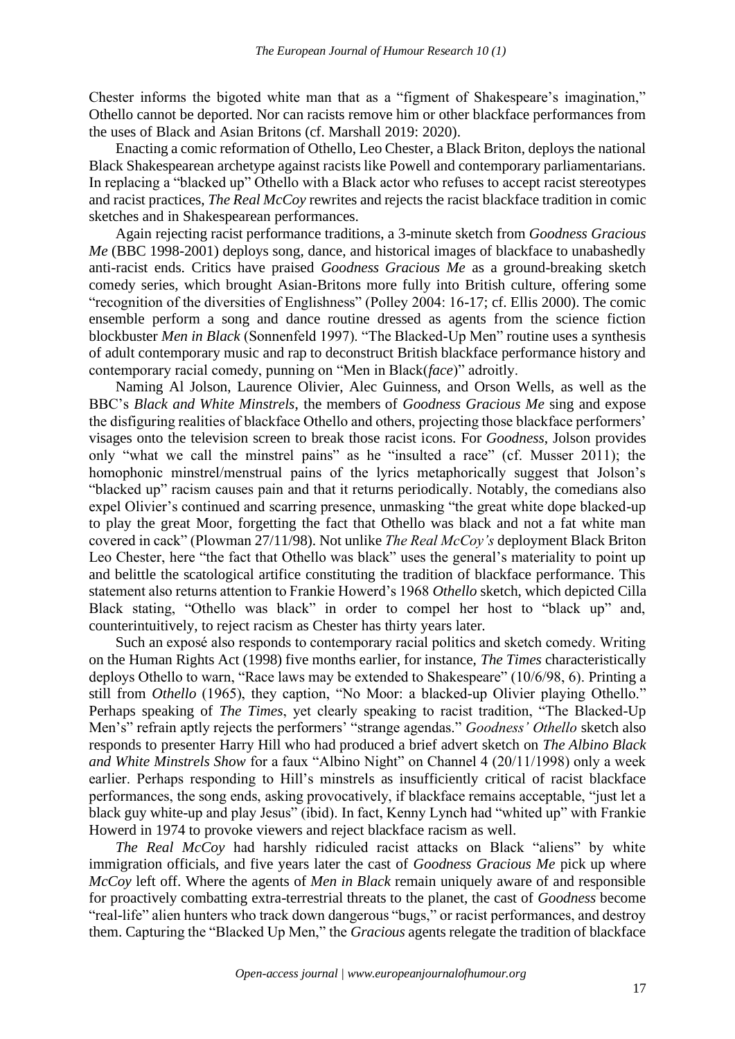Chester informs the bigoted white man that as a "figment of Shakespeare's imagination," Othello cannot be deported. Nor can racists remove him or other blackface performances from the uses of Black and Asian Britons (cf. Marshall 2019: 2020).

Enacting a comic reformation of Othello, Leo Chester, a Black Briton, deploys the national Black Shakespearean archetype against racists like Powell and contemporary parliamentarians. In replacing a "blacked up" Othello with a Black actor who refuses to accept racist stereotypes and racist practices, *The Real McCoy* rewrites and rejects the racist blackface tradition in comic sketches and in Shakespearean performances.

Again rejecting racist performance traditions, a 3-minute sketch from *Goodness Gracious Me* (BBC 1998-2001) deploys song, dance, and historical images of blackface to unabashedly anti-racist ends. Critics have praised *Goodness Gracious Me* as a ground-breaking sketch comedy series, which brought Asian-Britons more fully into British culture, offering some "recognition of the diversities of Englishness" (Polley 2004: 16-17; cf. Ellis 2000). The comic ensemble perform a song and dance routine dressed as agents from the science fiction blockbuster *Men in Black* (Sonnenfeld 1997). "The Blacked-Up Men" routine uses a synthesis of adult contemporary music and rap to deconstruct British blackface performance history and contemporary racial comedy, punning on "Men in Black(*face*)" adroitly.

Naming Al Jolson, Laurence Olivier, Alec Guinness, and Orson Wells, as well as the BBC's *Black and White Minstrels*, the members of *Goodness Gracious Me* sing and expose the disfiguring realities of blackface Othello and others, projecting those blackface performers' visages onto the television screen to break those racist icons. For *Goodness*, Jolson provides only "what we call the minstrel pains" as he "insulted a race" (cf. Musser 2011); the homophonic minstrel/menstrual pains of the lyrics metaphorically suggest that Jolson's "blacked up" racism causes pain and that it returns periodically. Notably, the comedians also expel Olivier's continued and scarring presence, unmasking "the great white dope blacked-up to play the great Moor, forgetting the fact that Othello was black and not a fat white man covered in cack" (Plowman 27/11/98). Not unlike *The Real McCoy's* deployment Black Briton Leo Chester, here "the fact that Othello was black" uses the general's materiality to point up and belittle the scatological artifice constituting the tradition of blackface performance. This statement also returns attention to Frankie Howerd's 1968 *Othello* sketch, which depicted Cilla Black stating, "Othello was black" in order to compel her host to "black up" and, counterintuitively, to reject racism as Chester has thirty years later.

Such an exposé also responds to contemporary racial politics and sketch comedy. Writing on the Human Rights Act (1998) five months earlier, for instance, *The Times* characteristically deploys Othello to warn, "Race laws may be extended to Shakespeare" (10/6/98, 6). Printing a still from *Othello* (1965), they caption, "No Moor: a blacked-up Olivier playing Othello." Perhaps speaking of *The Times*, yet clearly speaking to racist tradition, "The Blacked-Up Men's" refrain aptly rejects the performers' "strange agendas." *Goodness' Othello* sketch also responds to presenter Harry Hill who had produced a brief advert sketch on *The Albino Black and White Minstrels Show* for a faux "Albino Night" on Channel 4 (20/11/1998) only a week earlier. Perhaps responding to Hill's minstrels as insufficiently critical of racist blackface performances, the song ends, asking provocatively, if blackface remains acceptable, "just let a black guy white-up and play Jesus" (ibid). In fact, Kenny Lynch had "whited up" with Frankie Howerd in 1974 to provoke viewers and reject blackface racism as well.

*The Real McCoy* had harshly ridiculed racist attacks on Black "aliens" by white immigration officials, and five years later the cast of *Goodness Gracious Me* pick up where *McCoy* left off. Where the agents of *Men in Black* remain uniquely aware of and responsible for proactively combatting extra-terrestrial threats to the planet, the cast of *Goodness* become "real-life" alien hunters who track down dangerous "bugs," or racist performances, and destroy them. Capturing the "Blacked Up Men," the *Gracious* agents relegate the tradition of blackface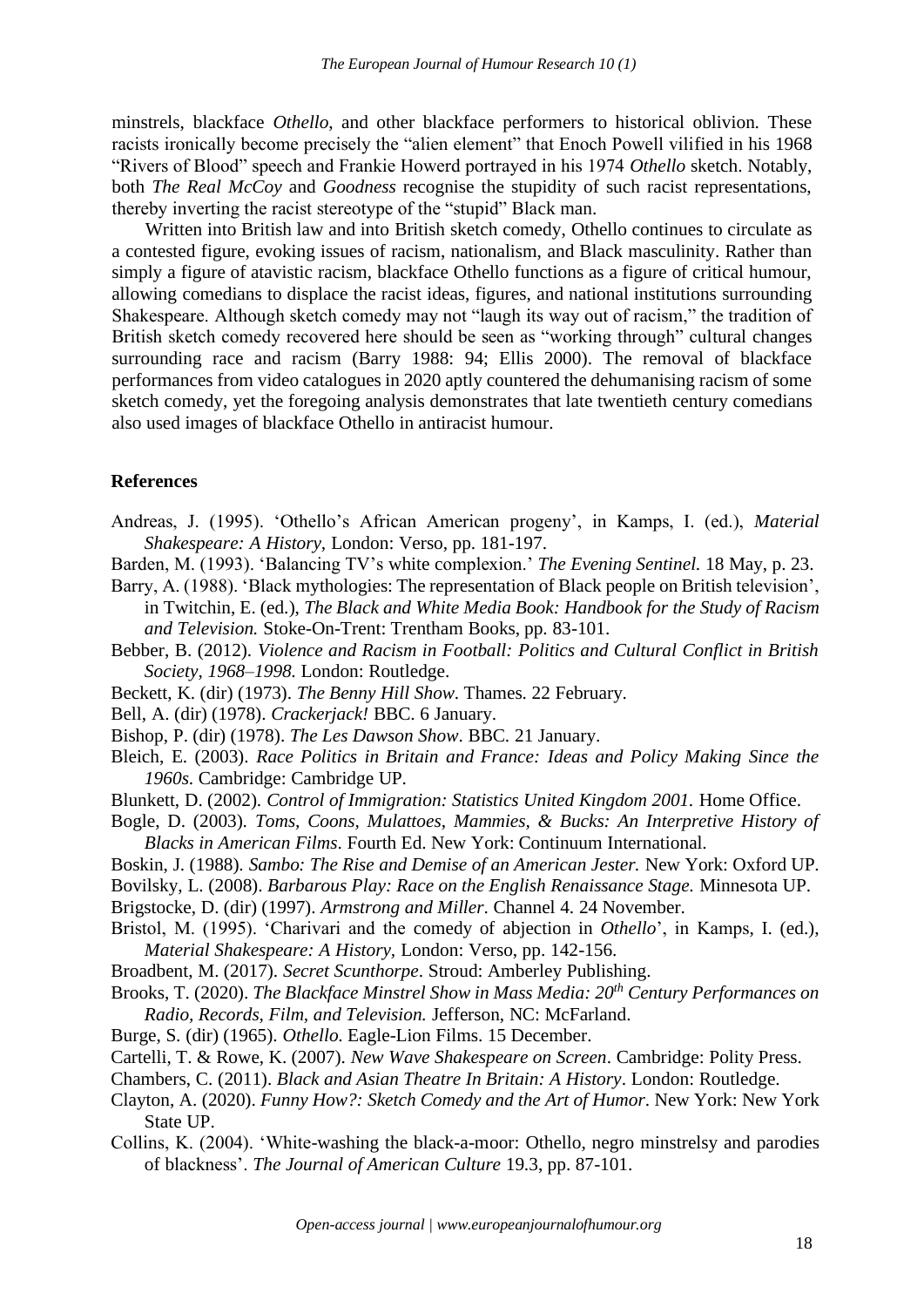minstrels, blackface *Othello*, and other blackface performers to historical oblivion. These racists ironically become precisely the "alien element" that Enoch Powell vilified in his 1968 "Rivers of Blood" speech and Frankie Howerd portrayed in his 1974 *Othello* sketch. Notably, both *The Real McCoy* and *Goodness* recognise the stupidity of such racist representations, thereby inverting the racist stereotype of the "stupid" Black man.

Written into British law and into British sketch comedy, Othello continues to circulate as a contested figure, evoking issues of racism, nationalism, and Black masculinity. Rather than simply a figure of atavistic racism, blackface Othello functions as a figure of critical humour, allowing comedians to displace the racist ideas, figures, and national institutions surrounding Shakespeare. Although sketch comedy may not "laugh its way out of racism," the tradition of British sketch comedy recovered here should be seen as "working through" cultural changes surrounding race and racism (Barry 1988: 94; Ellis 2000). The removal of blackface performances from video catalogues in 2020 aptly countered the dehumanising racism of some sketch comedy, yet the foregoing analysis demonstrates that late twentieth century comedians also used images of blackface Othello in antiracist humour.

## References

Andreas, J. (1995). 'Othello's African American progeny', in Kamps, I. (ed.), *Material Shakespeare: A History*, London: Verso, pp. 181-197.

Barden, M. (1993). 'Balancing TV's white complexion.' *The Evening Sentinel.* 18 May, p. 23.

Barry, A. (1988). 'Black mythologies: The representation of Black people on British television', in Twitchin, E. (ed.), *The Black and White Media Book: Handbook for the Study of Racism and Television.* Stoke-On-Trent: Trentham Books, pp. 83-101.

Bebber, B. (2012). *Violence and Racism in Football: Politics and Cultural Conflict in British Society, 1968–1998.* London: Routledge.

Beckett, K. (dir) (1973). *The Benny Hill Show*. Thames. 22 February.

Bell, A. (dir) (1978). *Crackerjack!* BBC. 6 January.

Bishop, P. (dir) (1978). *The Les Dawson Show*. BBC. 21 January.

Bleich, E. (2003). *Race Politics in Britain and France: Ideas and Policy Making Since the 1960s*. Cambridge: Cambridge UP.

Blunkett, D. (2002). *Control of Immigration: Statistics United Kingdom 2001.* Home Office.

Bogle, D. (2003). *Toms, Coons, Mulattoes, Mammies, & Bucks: An Interpretive History of Blacks in American Films*. Fourth Ed. New York: Continuum International.

Boskin, J. (1988). *Sambo: The Rise and Demise of an American Jester.* New York: Oxford UP.

Bovilsky, L. (2008). *Barbarous Play: Race on the English Renaissance Stage.* Minnesota UP.

Brigstocke, D. (dir) (1997). *Armstrong and Miller*. Channel 4. 24 November.

Bristol, M. (1995). 'Charivari and the comedy of abjection in *Othello*', in Kamps, I. (ed.), *Material Shakespeare: A History*, London: Verso, pp. 142-156.

Broadbent, M. (2017). *Secret Scunthorpe*. Stroud: Amberley Publishing.

Brooks, T. (2020). *The Blackface Minstrel Show in Mass Media: 20th Century Performances on Radio, Records, Film, and Television.* Jefferson, NC: McFarland.

Burge, S. (dir) (1965). *Othello.* Eagle-Lion Films. 15 December.

Cartelli, T. & Rowe, K. (2007). *New Wave Shakespeare on Screen*. Cambridge: Polity Press.

Chambers, C. (2011). *Black and Asian Theatre In Britain: A History*. London: Routledge.

Clayton, A. (2020). *Funny How?: Sketch Comedy and the Art of Humor*. New York: New York State UP.

Collins, K. (2004). 'White-washing the black-a-moor: Othello, negro minstrelsy and parodies of blackness'. *The Journal of American Culture* 19.3, pp. 87-101.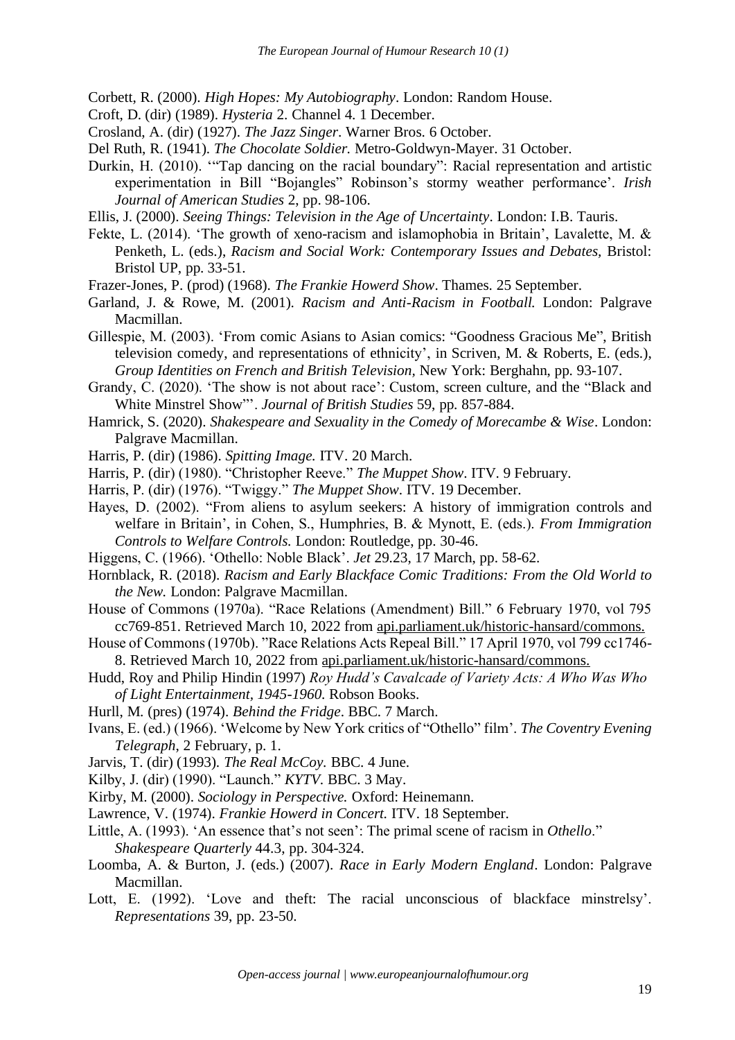Corbett, R. (2000). *High Hopes: My Autobiography*. London: Random House.

Croft, D. (dir) (1989). *Hysteria* 2. Channel 4. 1 December.

Crosland, A. (dir) (1927). *The Jazz Singer*. Warner Bros. 6 October.

Del Ruth, R. (1941). *The Chocolate Soldier.* Metro-Goldwyn-Mayer. 31 October.

Durkin, H. (2010). '"Tap dancing on the racial boundary": Racial representation and artistic experimentation in Bill "Bojangles" Robinson's stormy weather performance'. *Irish Journal of American Studies* 2, pp. 98-106.

Ellis, J. (2000). *Seeing Things: Television in the Age of Uncertainty*. London: I.B. Tauris.

Fekte, L. (2014). 'The growth of xeno-racism and islamophobia in Britain', Lavalette, M. & Penketh, L. (eds.), *Racism and Social Work: Contemporary Issues and Debates,* Bristol: Bristol UP, pp. 33-51.

Frazer-Jones, P. (prod) (1968). *The Frankie Howerd Show*. Thames. 25 September.

Garland, J. & Rowe, M. (2001). *Racism and Anti-Racism in Football.* London: Palgrave Macmillan.

Gillespie, M. (2003). 'From comic Asians to Asian comics: "Goodness Gracious Me", British television comedy, and representations of ethnicity', in Scriven, M. & Roberts, E. (eds.), *Group Identities on French and British Television,* New York: Berghahn, pp. 93-107.

Grandy, C. (2020). 'The show is not about race': Custom, screen culture, and the "Black and White Minstrel Show"'. *Journal of British Studies* 59, pp. 857-884.

Hamrick, S. (2020). *Shakespeare and Sexuality in the Comedy of Morecambe & Wise*. London: Palgrave Macmillan.

Harris, P. (dir) (1986). *Spitting Image.* ITV. 20 March.

Harris, P. (dir) (1980). "Christopher Reeve." *The Muppet Show*. ITV. 9 February.

Harris, P. (dir) (1976). "Twiggy." *The Muppet Show*. ITV. 19 December.

Hayes, D. (2002). "From aliens to asylum seekers: A history of immigration controls and welfare in Britain', in Cohen, S., Humphries, B. & Mynott, E. (eds.). *From Immigration Controls to Welfare Controls.* London: Routledge, pp. 30-46.

Higgens, C. (1966). 'Othello: Noble Black'. *Jet* 29.23, 17 March, pp. 58-62.

Hornblack, R. (2018). *Racism and Early Blackface Comic Traditions: From the Old World to the New.* London: Palgrave Macmillan.

House of Commons (1970a). "Race Relations (Amendment) Bill." 6 February 1970, vol 795 cc769-851. Retrieved March 10, 2022 from api.parliament.uk/historic-hansard/commons.

House of Commons (1970b). "Race Relations Acts Repeal Bill." 17 April 1970, vol 799 cc1746-8. Retrieved March 10, 2022 from api.parliament.uk/historic-hansard/commons.

Hudd, Roy and Philip Hindin (1997) *Roy Hudd's Cavalcade of Variety Acts: A Who Was Who of Light Entertainment, 1945-1960.* Robson Books.

Hurll, M. (pres) (1974). *Behind the Fridge*. BBC. 7 March.

Ivans, E. (ed.) (1966). 'Welcome by New York critics of "Othello" film'. *The Coventry Evening Telegraph*, 2 February, p. 1.

Jarvis, T. (dir) (1993). *The Real McCoy.* BBC. 4 June.

Kilby, J. (dir) (1990). "Launch." *KYTV.* BBC. 3 May.

Kirby, M. (2000). *Sociology in Perspective.* Oxford: Heinemann.

Lawrence, V. (1974). *Frankie Howerd in Concert.* ITV. 18 September.

Little, A. (1993). 'An essence that's not seen': The primal scene of racism in *Othello*." *Shakespeare Quarterly* 44.3, pp. 304-324.

Loomba, A. & Burton, J. (eds.) (2007). *Race in Early Modern England*. London: Palgrave Macmillan.

Lott, E. (1992). 'Love and theft: The racial unconscious of blackface minstrelsy'. *Representations* 39, pp. 23-50.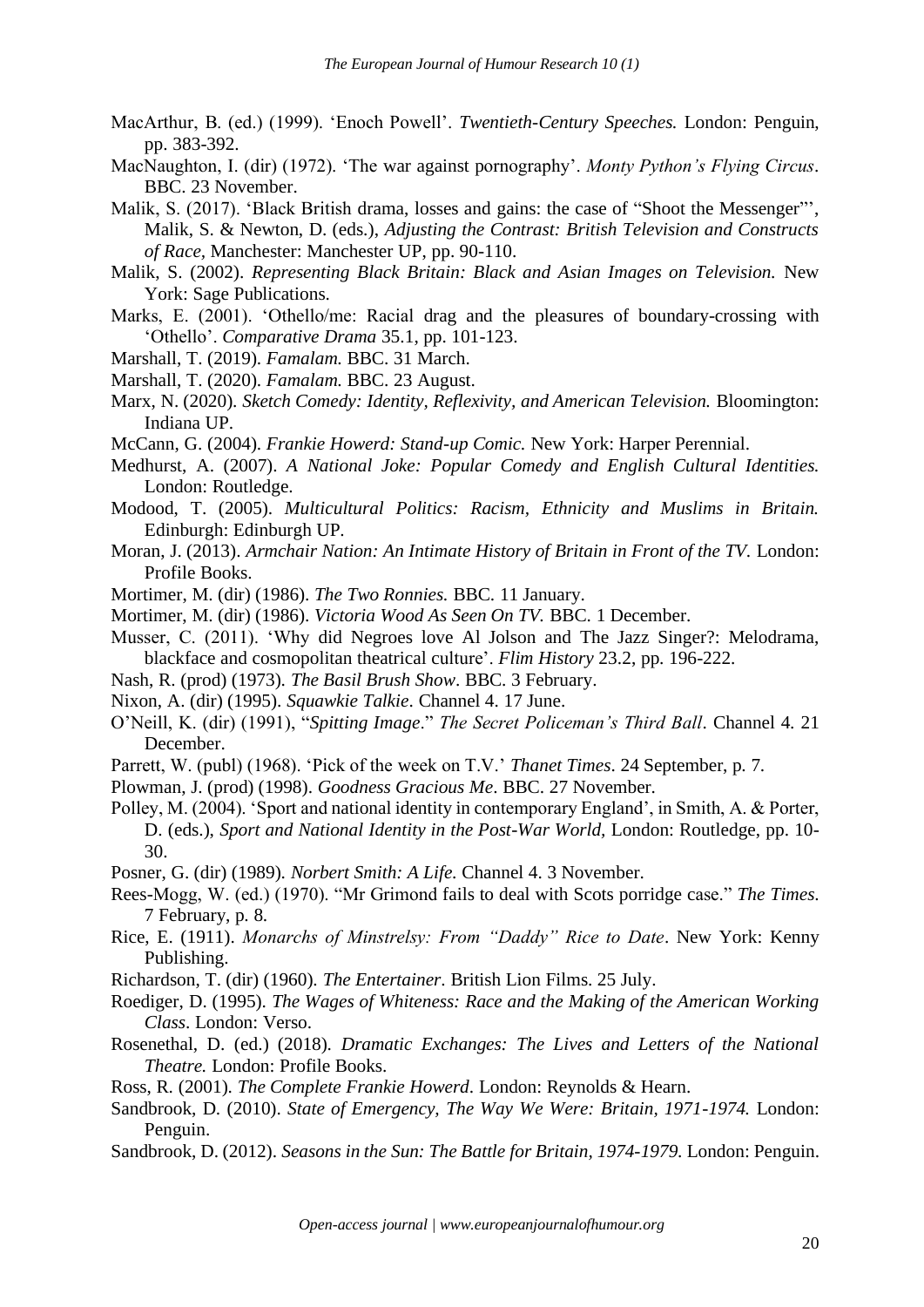MacArthur, B. (ed.) (1999). 'Enoch Powell'. *Twentieth-Century Speeches.* London: Penguin, pp. 383-392.

MacNaughton, I. (dir) (1972). 'The war against pornography'. *Monty Python's Flying Circus*. BBC. 23 November.

Malik, S. (2017). 'Black British drama, losses and gains: the case of "Shoot the Messenger"', Malik, S. & Newton, D. (eds.), *Adjusting the Contrast: British Television and Constructs of Race*, Manchester: Manchester UP, pp. 90-110.

Malik, S. (2002). *Representing Black Britain: Black and Asian Images on Television.* New York: Sage Publications.

Marks, E. (2001). 'Othello/me: Racial drag and the pleasures of boundary-crossing with 'Othello'. *Comparative Drama* 35.1, pp. 101-123.

Marshall, T. (2019). *Famalam.* BBC. 31 March.

Marshall, T. (2020). *Famalam.* BBC. 23 August.

Marx, N. (2020). *Sketch Comedy: Identity, Reflexivity, and American Television.* Bloomington: Indiana UP.

McCann, G. (2004). *Frankie Howerd: Stand-up Comic.* New York: Harper Perennial.

Medhurst, A. (2007). *A National Joke: Popular Comedy and English Cultural Identities.* London: Routledge.

Modood, T. (2005). *Multicultural Politics: Racism, Ethnicity and Muslims in Britain.* Edinburgh: Edinburgh UP.

Moran, J. (2013). *Armchair Nation: An Intimate History of Britain in Front of the TV.* London: Profile Books.

Mortimer, M. (dir) (1986). *The Two Ronnies.* BBC. 11 January.

Mortimer, M. (dir) (1986). *Victoria Wood As Seen On TV.* BBC. 1 December.

Musser, C. (2011). 'Why did Negroes love Al Jolson and The Jazz Singer?: Melodrama, blackface and cosmopolitan theatrical culture'. *Flim History* 23.2, pp. 196-222.

Nash, R. (prod) (1973). *The Basil Brush Show*. BBC. 3 February.

Nixon, A. (dir) (1995). *Squawkie Talkie*. Channel 4. 17 June.

O'Neill, K. (dir) (1991), "*Spitting Image*." *The Secret Policeman's Third Ball*. Channel 4. 21 December.

Parrett, W. (publ) (1968). 'Pick of the week on T.V.' *Thanet Times*. 24 September, p. 7.

Plowman, J. (prod) (1998). *Goodness Gracious Me*. BBC. 27 November.

Polley, M. (2004). 'Sport and national identity in contemporary England', in Smith, A. & Porter, D. (eds.), *Sport and National Identity in the Post-War World*, London: Routledge, pp. 10-30.

Posner, G. (dir) (1989). *Norbert Smith: A Life.* Channel 4. 3 November.

Rees-Mogg, W. (ed.) (1970). "Mr Grimond fails to deal with Scots porridge case." *The Times*. 7 February, p. 8.

Rice, E. (1911). *Monarchs of Minstrelsy: From "Daddy" Rice to Date*. New York: Kenny Publishing.

Richardson, T. (dir) (1960). *The Entertainer*. British Lion Films. 25 July.

Roediger, D. (1995). *The Wages of Whiteness: Race and the Making of the American Working Class*. London: Verso.

Rosenethal, D. (ed.) (2018). *Dramatic Exchanges: The Lives and Letters of the National Theatre.* London: Profile Books.

Ross, R. (2001). *The Complete Frankie Howerd*. London: Reynolds & Hearn.

Sandbrook, D. (2010). *State of Emergency, The Way We Were: Britain, 1971-1974.* London: Penguin.

Sandbrook, D. (2012). *Seasons in the Sun: The Battle for Britain, 1974-1979.* London: Penguin.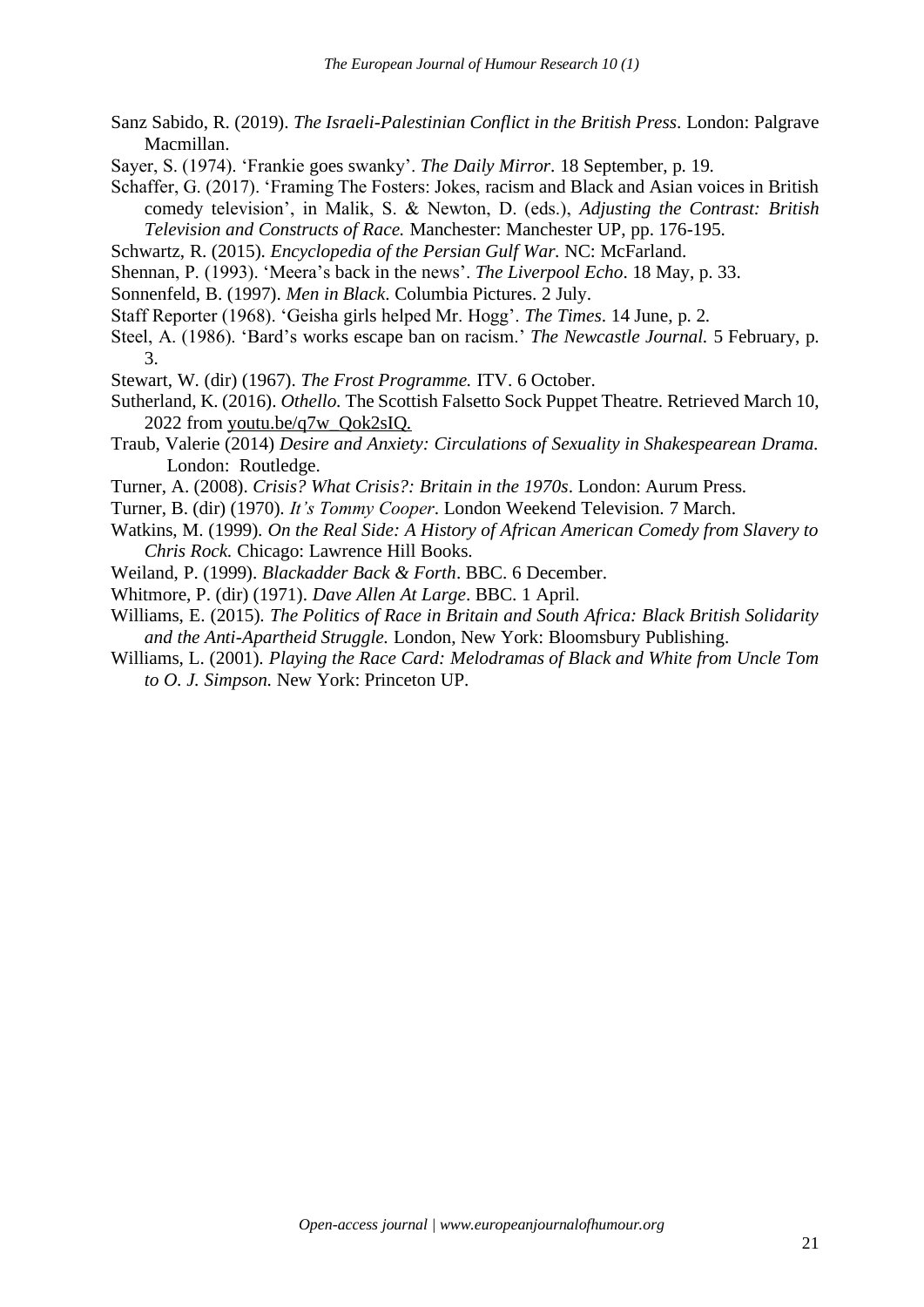Sanz Sabido, R. (2019). *The Israeli-Palestinian Conflict in the British Press*. London: Palgrave Macmillan.

Sayer, S. (1974). 'Frankie goes swanky'. *The Daily Mirror*. 18 September, p. 19.

Schaffer, G. (2017). 'Framing The Fosters: Jokes, racism and Black and Asian voices in British comedy television', in Malik, S. & Newton, D. (eds.), *Adjusting the Contrast: British Television and Constructs of Race.* Manchester: Manchester UP, pp. 176-195.

Schwartz, R. (2015). *Encyclopedia of the Persian Gulf War.* NC: McFarland.

Shennan, P. (1993). 'Meera's back in the news'. *The Liverpool Echo*. 18 May, p. 33.

Sonnenfeld, B. (1997). *Men in Black*. Columbia Pictures. 2 July.

Staff Reporter (1968). 'Geisha girls helped Mr. Hogg'. *The Times*. 14 June, p. 2.

Steel, A. (1986). 'Bard's works escape ban on racism.' *The Newcastle Journal.* 5 February, p. 3.

Stewart, W. (dir) (1967). *The Frost Programme.* ITV. 6 October.

Sutherland, K. (2016). *Othello.* The Scottish Falsetto Sock Puppet Theatre. Retrieved March 10, 2022 from youtu.be/q7w_Qok2sIQ.

Traub, Valerie (2014) *Desire and Anxiety: Circulations of Sexuality in Shakespearean Drama.* London: Routledge.

Turner, A. (2008). *Crisis? What Crisis?: Britain in the 1970s*. London: Aurum Press.

Turner, B. (dir) (1970). *It's Tommy Cooper*. London Weekend Television. 7 March.

Watkins, M. (1999). *On the Real Side: A History of African American Comedy from Slavery to Chris Rock.* Chicago: Lawrence Hill Books.

Weiland, P. (1999). *Blackadder Back & Forth*. BBC. 6 December.

Whitmore, P. (dir) (1971). *Dave Allen At Large*. BBC. 1 April.

Williams, E. (2015). *The Politics of Race in Britain and South Africa: Black British Solidarity and the Anti-Apartheid Struggle.* London, New York: Bloomsbury Publishing.

Williams, L. (2001). *Playing the Race Card: Melodramas of Black and White from Uncle Tom to O. J. Simpson.* New York: Princeton UP.